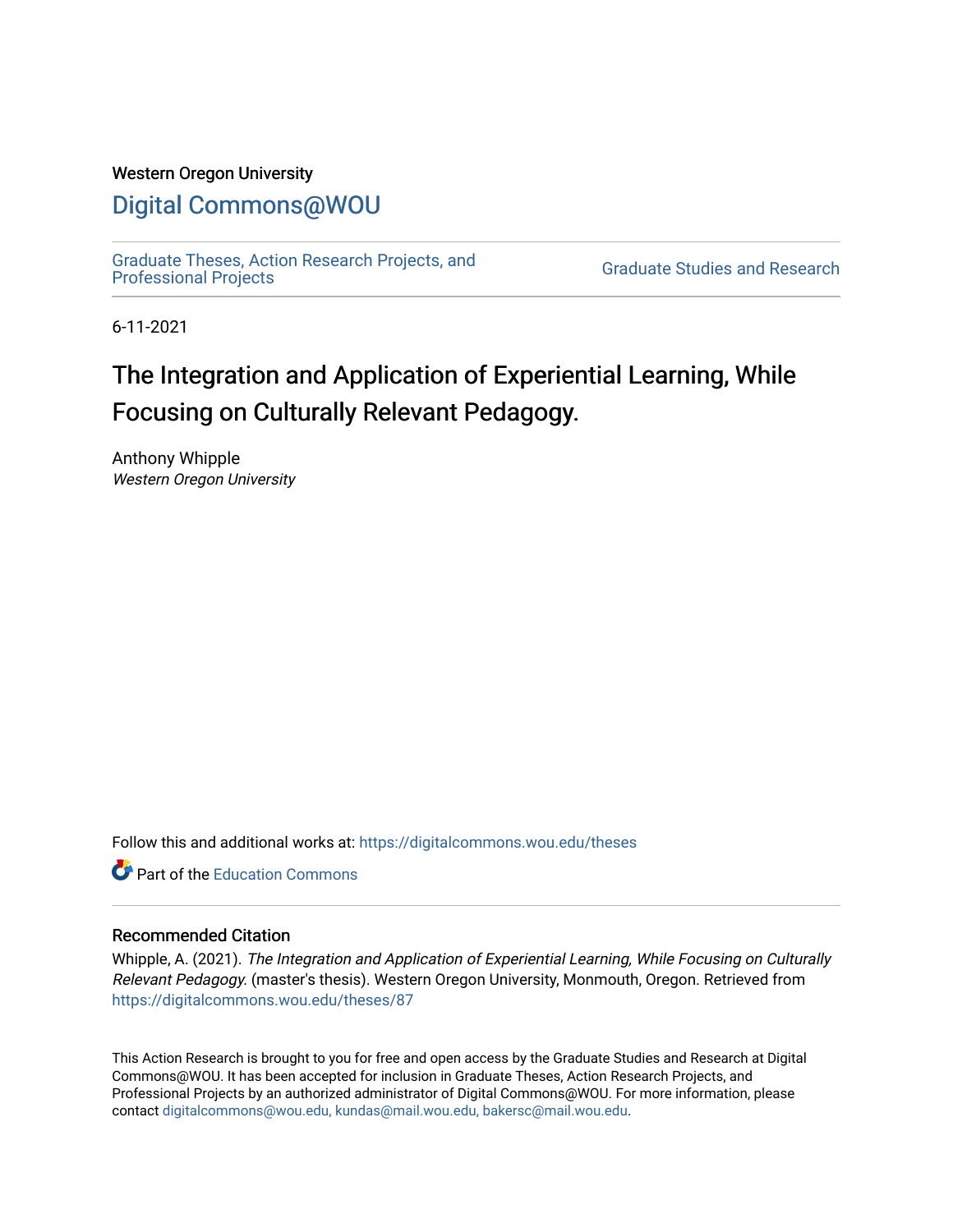Western Oregon University

# Digital Commons@WOU

Graduate Theses, Action Research Projects, and Professional Projects

Graduate Studies and Research

6-11-2021

## The Integration and Application of Experiential Learning, While Focusing on Culturally Relevant Pedagogy.

Anthony Whipple
*Western Oregon University*

Follow this and additional works at: https://digitalcommons.wou.edu/theses

Part of the Education Commons

### Recommended Citation

Whipple, A. (2021). *The Integration and Application of Experiential Learning, While Focusing on Culturally Relevant Pedagogy.* (master's thesis). Western Oregon University, Monmouth, Oregon. Retrieved from https://digitalcommons.wou.edu/theses/87

This Action Research is brought to you for free and open access by the Graduate Studies and Research at Digital Commons@WOU. It has been accepted for inclusion in Graduate Theses, Action Research Projects, and Professional Projects by an authorized administrator of Digital Commons@WOU. For more information, please contact digitalcommons@wou.edu, kundas@mail.wou.edu, bakersc@mail.wou.edu.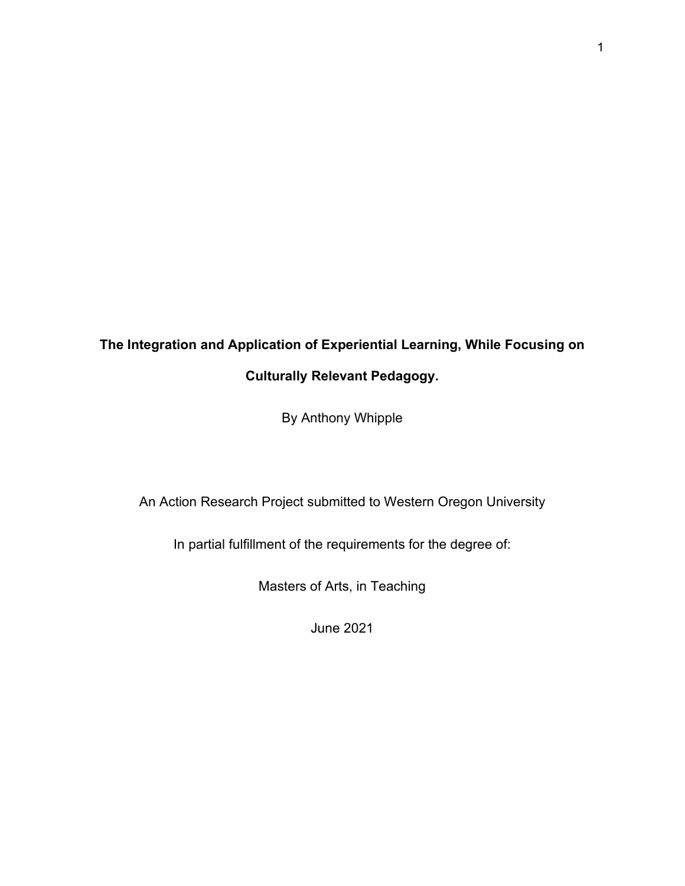**The Integration and Application of Experiential Learning, While Focusing on Culturally Relevant Pedagogy.**

By Anthony Whipple

An Action Research Project submitted to Western Oregon University

In partial fulfillment of the requirements for the degree of:

Masters of Arts, in Teaching

June 2021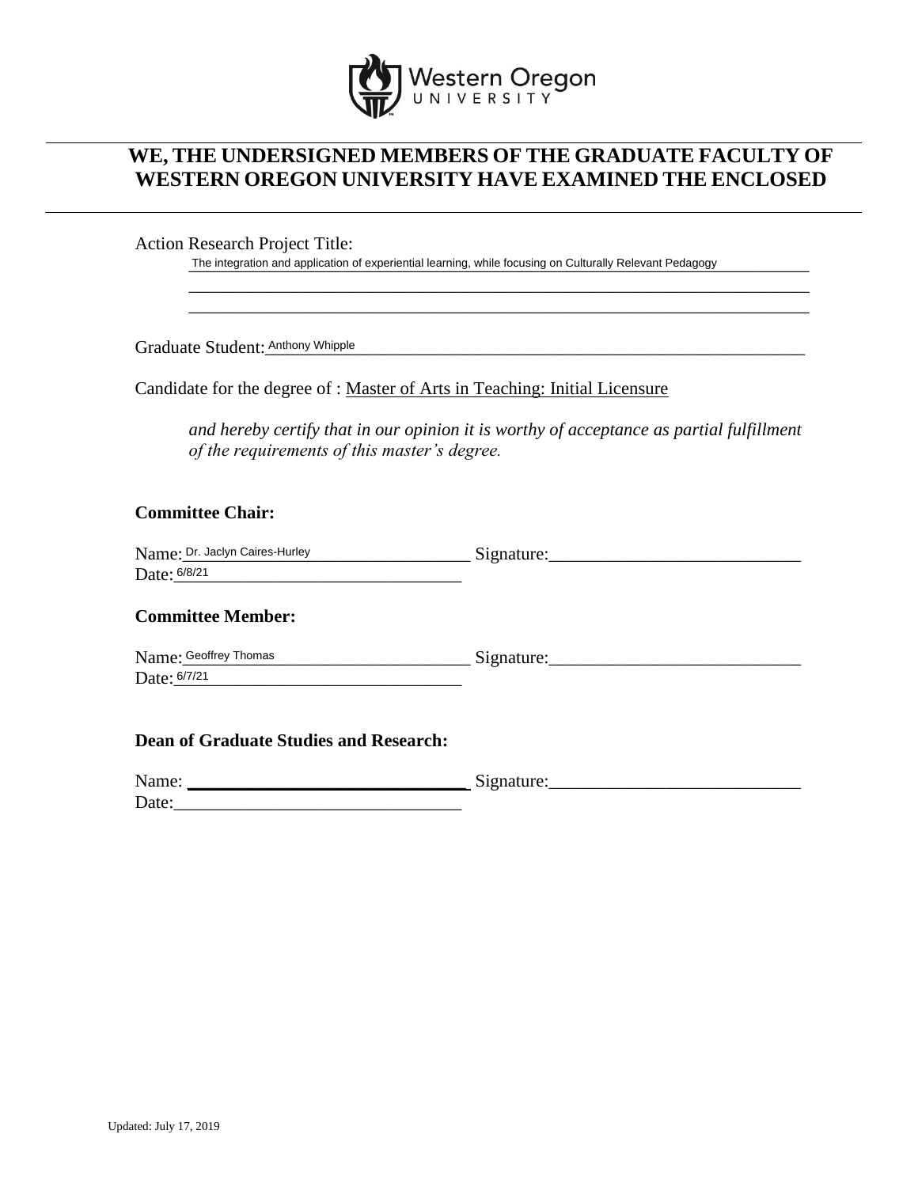Western Oregon UNIVERSITY

# WE, THE UNDERSIGNED MEMBERS OF THE GRADUATE FACULTY OF WESTERN OREGON UNIVERSITY HAVE EXAMINED THE ENCLOSED

Action Research Project Title:

The integration and application of experiential learning, while focusing on Culturally Relevant Pedagogy

Graduate Student: Anthony Whipple

Candidate for the degree of : Master of Arts in Teaching: Initial Licensure

*and hereby certify that in our opinion it is worthy of acceptance as partial fulfillment of the requirements of this master's degree.*

**Committee Chair:**

Name: Dr. Jaclyn Caires-Hurley Signature:\_\_\_\_\_\_\_\_\_\_\_\_\_\_\_\_\_\_\_\_\_\_\_\_\_\_\_\_
Date: 6/8/21

**Committee Member:**

Name: Geoffrey Thomas Signature:\_\_\_\_\_\_\_\_\_\_\_\_\_\_\_\_\_\_\_\_\_\_\_\_\_\_\_\_
Date: 6/7/21

**Dean of Graduate Studies and Research:**

Name: \_\_\_\_\_\_\_\_\_\_\_\_\_\_\_\_\_\_\_\_\_\_\_\_\_\_\_\_\_\_\_\_ Signature:\_\_\_\_\_\_\_\_\_\_\_\_\_\_\_\_\_\_\_\_\_\_\_\_\_\_\_\_
Date:\_\_\_\_\_\_\_\_\_\_\_\_\_\_\_\_\_\_\_\_\_\_\_\_\_\_\_\_\_\_\_\_

Updated: July 17, 2019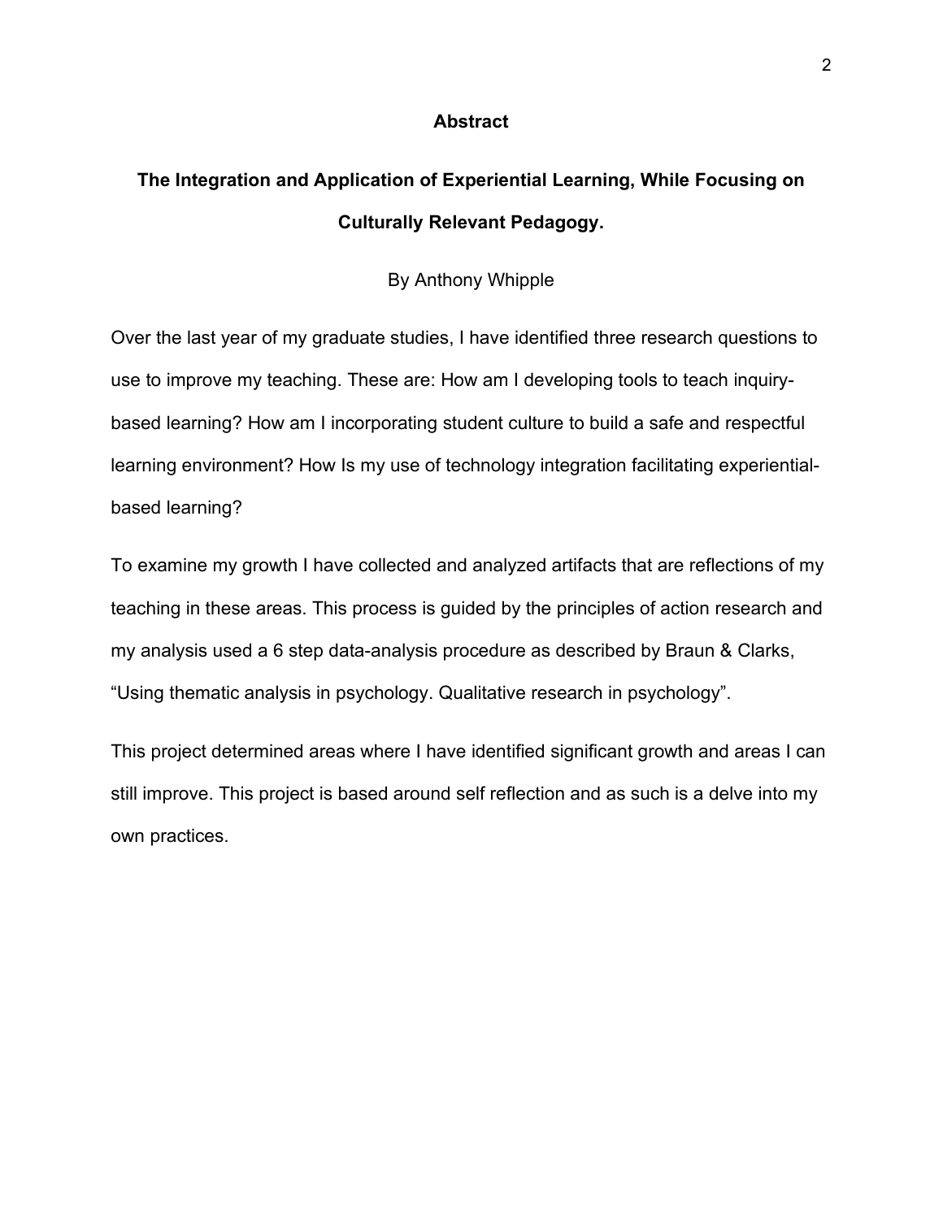## Abstract

### The Integration and Application of Experiential Learning, While Focusing on Culturally Relevant Pedagogy.

By Anthony Whipple

Over the last year of my graduate studies, I have identified three research questions to use to improve my teaching. These are: How am I developing tools to teach inquiry-based learning? How am I incorporating student culture to build a safe and respectful learning environment? How Is my use of technology integration facilitating experiential-based learning?

To examine my growth I have collected and analyzed artifacts that are reflections of my teaching in these areas. This process is guided by the principles of action research and my analysis used a 6 step data-analysis procedure as described by Braun & Clarks, "Using thematic analysis in psychology. Qualitative research in psychology".

This project determined areas where I have identified significant growth and areas I can still improve. This project is based around self reflection and as such is a delve into my own practices.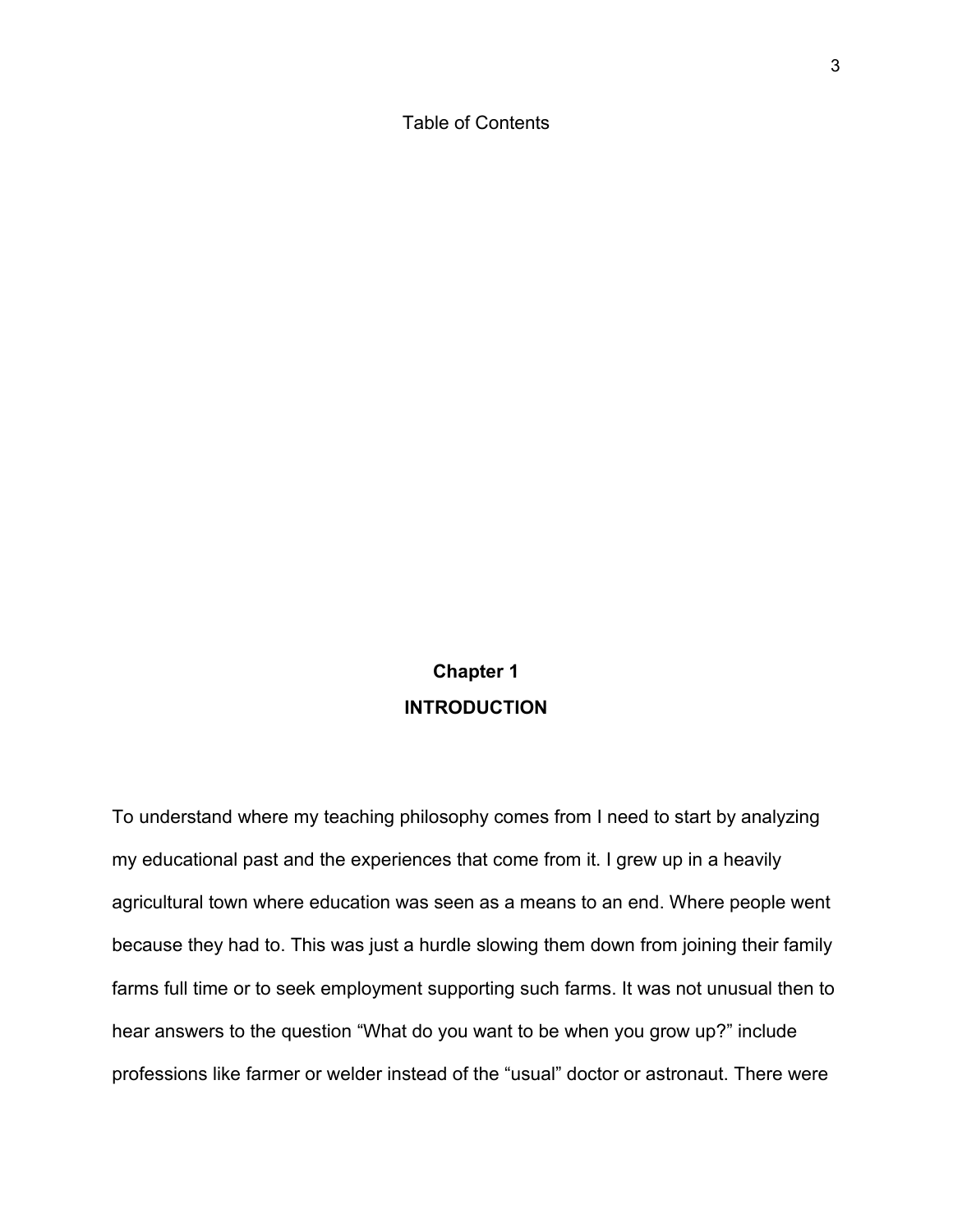# Table of Contents

## Chapter 1
## INTRODUCTION

To understand where my teaching philosophy comes from I need to start by analyzing my educational past and the experiences that come from it. I grew up in a heavily agricultural town where education was seen as a means to an end. Where people went because they had to. This was just a hurdle slowing them down from joining their family farms full time or to seek employment supporting such farms. It was not unusual then to hear answers to the question “What do you want to be when you grow up?” include professions like farmer or welder instead of the “usual” doctor or astronaut. There were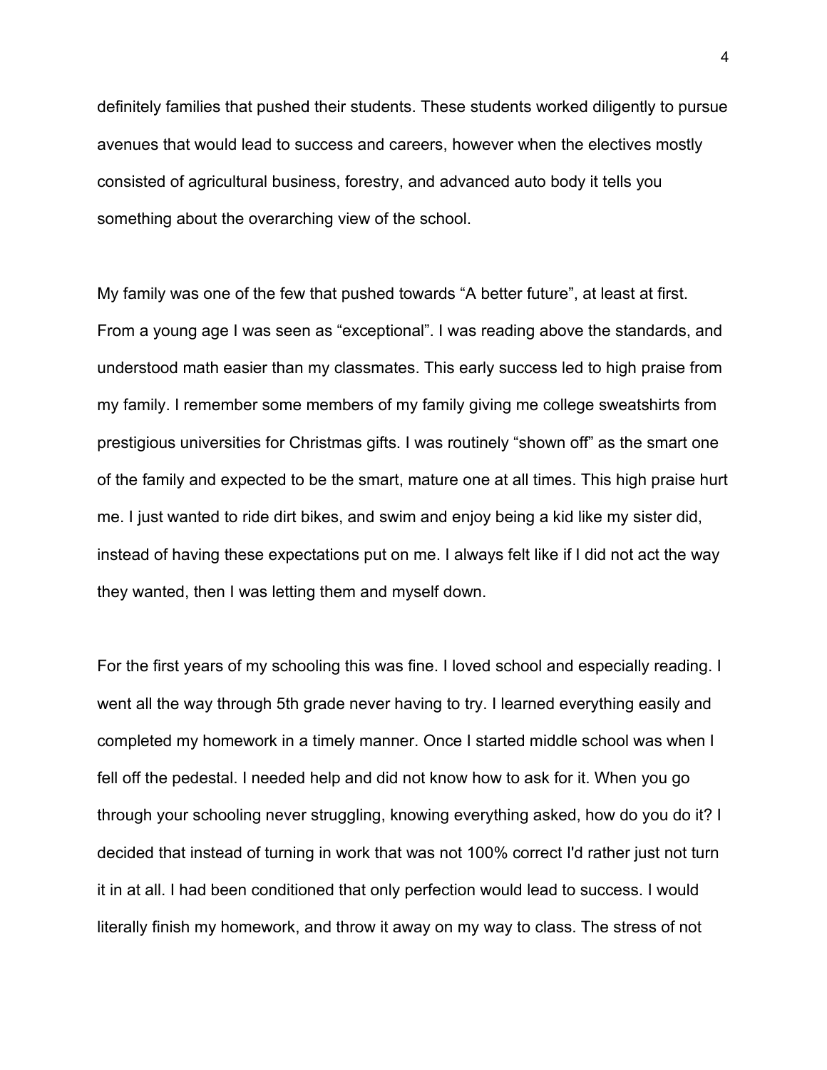definitely families that pushed their students. These students worked diligently to pursue avenues that would lead to success and careers, however when the electives mostly consisted of agricultural business, forestry, and advanced auto body it tells you something about the overarching view of the school.

My family was one of the few that pushed towards “A better future”, at least at first. From a young age I was seen as “exceptional”. I was reading above the standards, and understood math easier than my classmates. This early success led to high praise from my family. I remember some members of my family giving me college sweatshirts from prestigious universities for Christmas gifts. I was routinely “shown off” as the smart one of the family and expected to be the smart, mature one at all times. This high praise hurt me. I just wanted to ride dirt bikes, and swim and enjoy being a kid like my sister did, instead of having these expectations put on me. I always felt like if I did not act the way they wanted, then I was letting them and myself down.

For the first years of my schooling this was fine. I loved school and especially reading. I went all the way through 5th grade never having to try. I learned everything easily and completed my homework in a timely manner. Once I started middle school was when I fell off the pedestal. I needed help and did not know how to ask for it. When you go through your schooling never struggling, knowing everything asked, how do you do it? I decided that instead of turning in work that was not 100% correct I'd rather just not turn it in at all. I had been conditioned that only perfection would lead to success. I would literally finish my homework, and throw it away on my way to class. The stress of not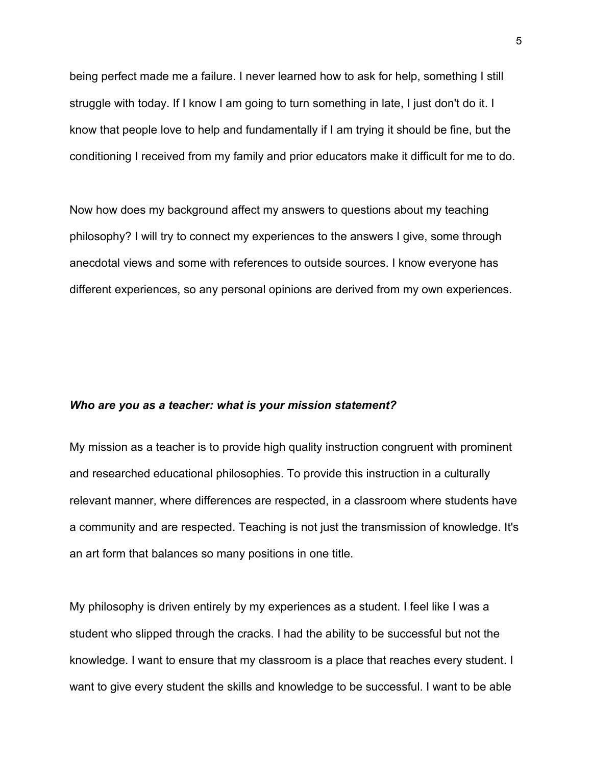being perfect made me a failure. I never learned how to ask for help, something I still struggle with today. If I know I am going to turn something in late, I just don't do it. I know that people love to help and fundamentally if I am trying it should be fine, but the conditioning I received from my family and prior educators make it difficult for me to do.

Now how does my background affect my answers to questions about my teaching philosophy? I will try to connect my experiences to the answers I give, some through anecdotal views and some with references to outside sources. I know everyone has different experiences, so any personal opinions are derived from my own experiences.

***Who are you as a teacher: what is your mission statement?***

My mission as a teacher is to provide high quality instruction congruent with prominent and researched educational philosophies. To provide this instruction in a culturally relevant manner, where differences are respected, in a classroom where students have a community and are respected. Teaching is not just the transmission of knowledge. It's an art form that balances so many positions in one title.

My philosophy is driven entirely by my experiences as a student. I feel like I was a student who slipped through the cracks. I had the ability to be successful but not the knowledge. I want to ensure that my classroom is a place that reaches every student. I want to give every student the skills and knowledge to be successful. I want to be able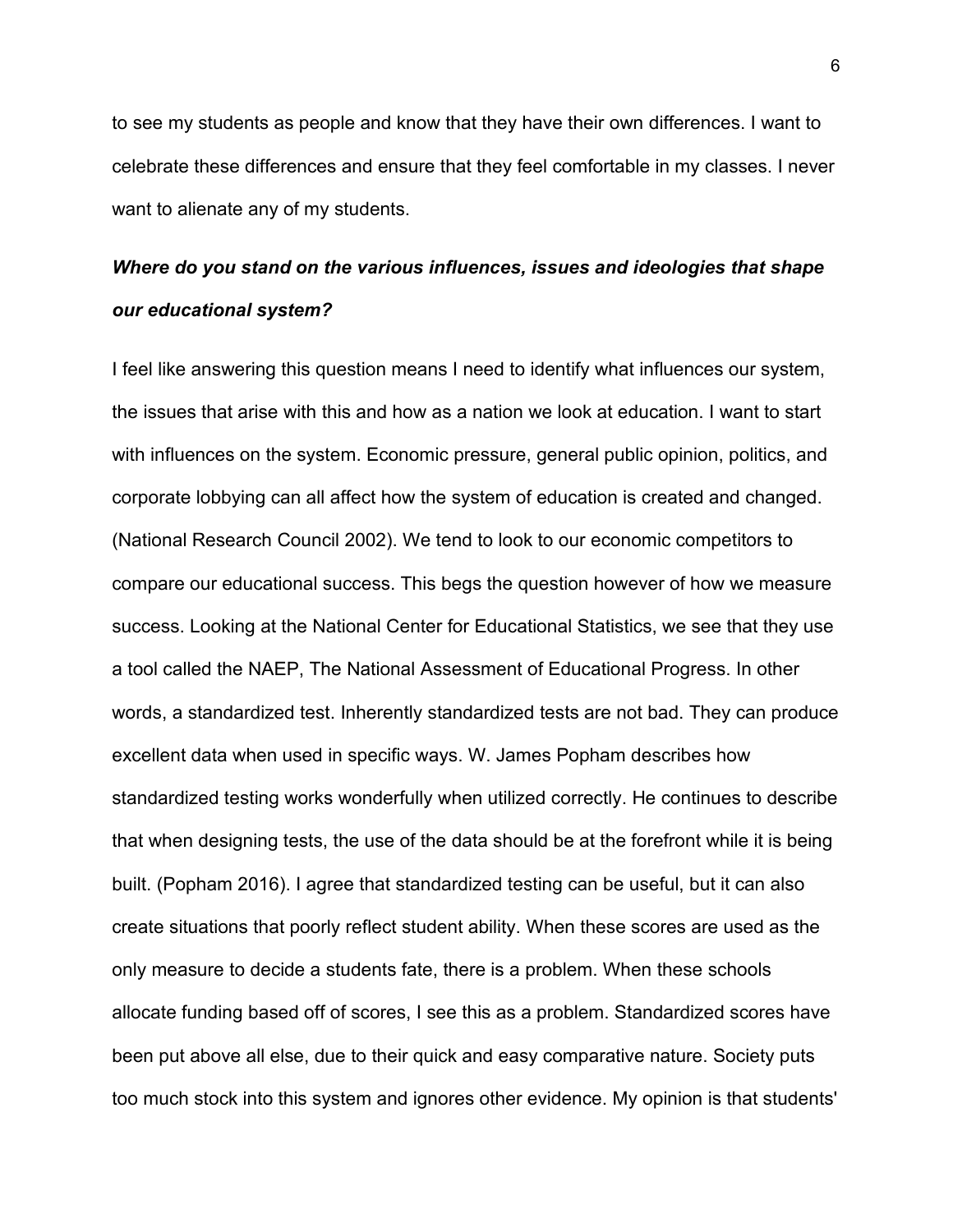to see my students as people and know that they have their own differences. I want to celebrate these differences and ensure that they feel comfortable in my classes. I never want to alienate any of my students.

***Where do you stand on the various influences, issues and ideologies that shape our educational system?***

I feel like answering this question means I need to identify what influences our system, the issues that arise with this and how as a nation we look at education. I want to start with influences on the system. Economic pressure, general public opinion, politics, and corporate lobbying can all affect how the system of education is created and changed. (National Research Council 2002). We tend to look to our economic competitors to compare our educational success. This begs the question however of how we measure success. Looking at the National Center for Educational Statistics, we see that they use a tool called the NAEP, The National Assessment of Educational Progress. In other words, a standardized test. Inherently standardized tests are not bad. They can produce excellent data when used in specific ways. W. James Popham describes how standardized testing works wonderfully when utilized correctly. He continues to describe that when designing tests, the use of the data should be at the forefront while it is being built. (Popham 2016). I agree that standardized testing can be useful, but it can also create situations that poorly reflect student ability. When these scores are used as the only measure to decide a students fate, there is a problem. When these schools allocate funding based off of scores, I see this as a problem. Standardized scores have been put above all else, due to their quick and easy comparative nature. Society puts too much stock into this system and ignores other evidence. My opinion is that students'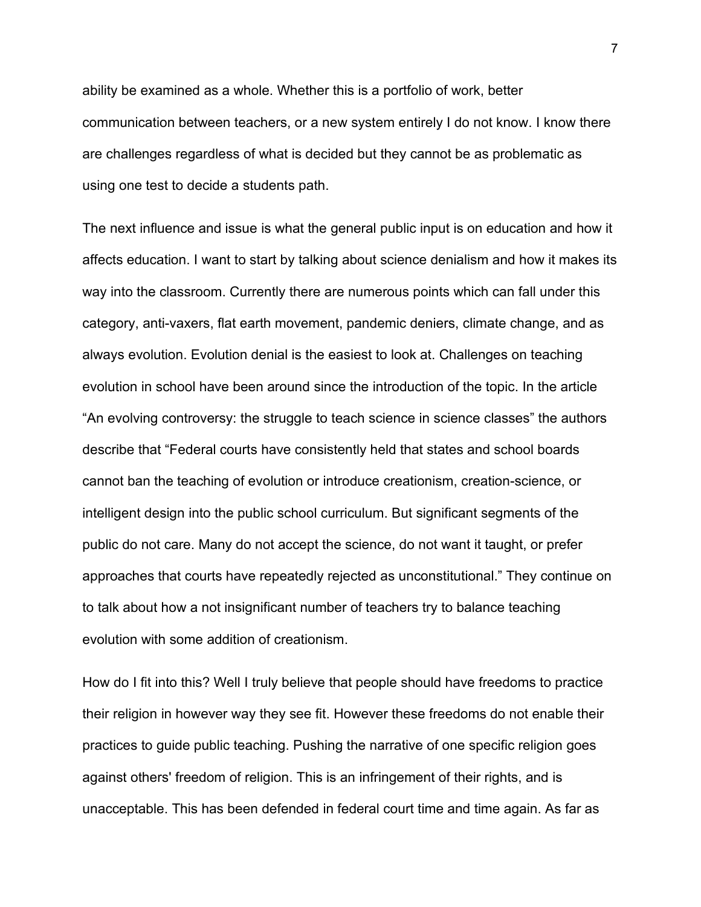ability be examined as a whole. Whether this is a portfolio of work, better communication between teachers, or a new system entirely I do not know. I know there are challenges regardless of what is decided but they cannot be as problematic as using one test to decide a students path.

The next influence and issue is what the general public input is on education and how it affects education. I want to start by talking about science denialism and how it makes its way into the classroom. Currently there are numerous points which can fall under this category, anti-vaxers, flat earth movement, pandemic deniers, climate change, and as always evolution. Evolution denial is the easiest to look at. Challenges on teaching evolution in school have been around since the introduction of the topic. In the article "An evolving controversy: the struggle to teach science in science classes" the authors describe that "Federal courts have consistently held that states and school boards cannot ban the teaching of evolution or introduce creationism, creation-science, or intelligent design into the public school curriculum. But significant segments of the public do not care. Many do not accept the science, do not want it taught, or prefer approaches that courts have repeatedly rejected as unconstitutional." They continue on to talk about how a not insignificant number of teachers try to balance teaching evolution with some addition of creationism.

How do I fit into this? Well I truly believe that people should have freedoms to practice their religion in however way they see fit. However these freedoms do not enable their practices to guide public teaching. Pushing the narrative of one specific religion goes against others' freedom of religion. This is an infringement of their rights, and is unacceptable. This has been defended in federal court time and time again. As far as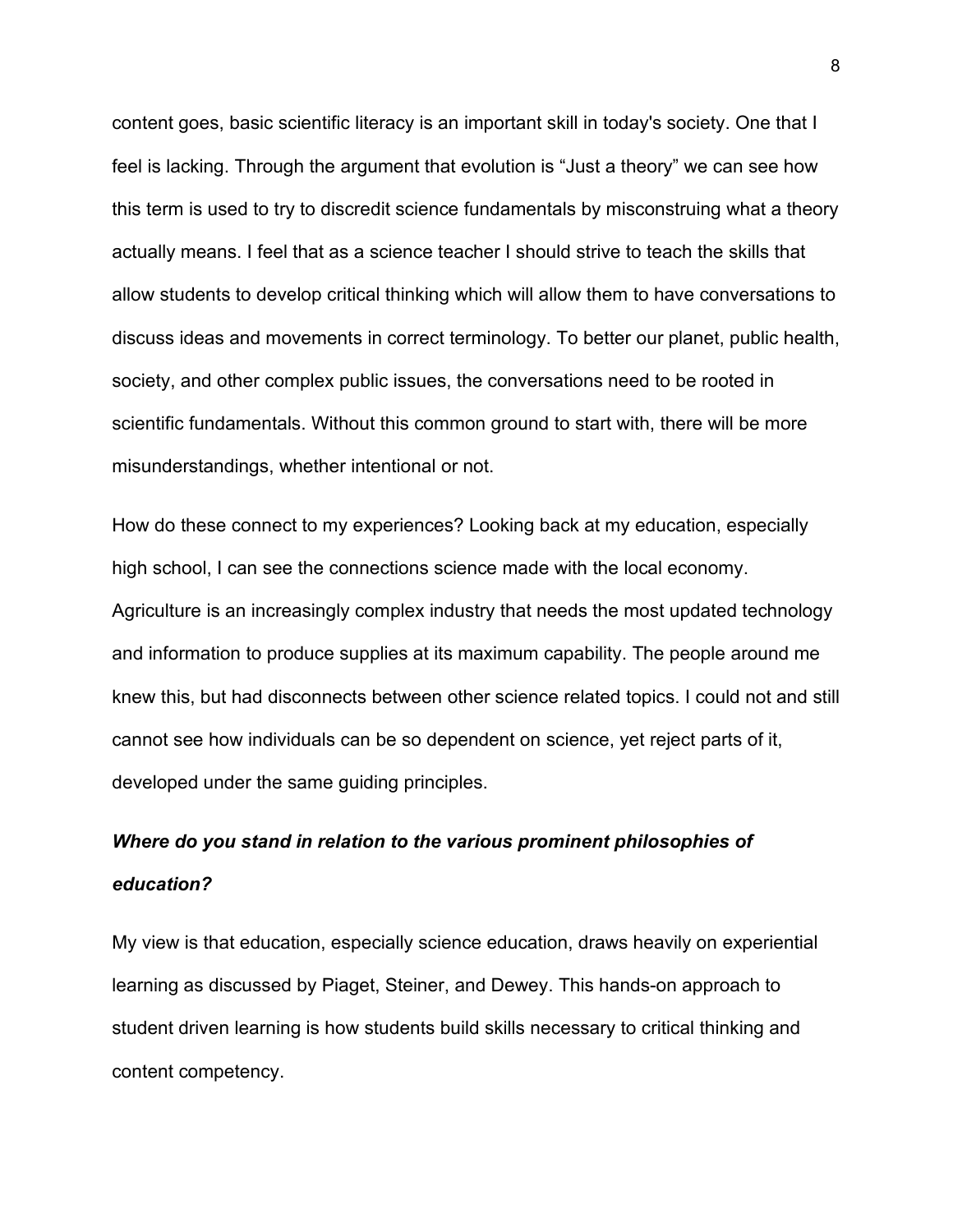content goes, basic scientific literacy is an important skill in today's society. One that I feel is lacking. Through the argument that evolution is “Just a theory” we can see how this term is used to try to discredit science fundamentals by misconstruing what a theory actually means. I feel that as a science teacher I should strive to teach the skills that allow students to develop critical thinking which will allow them to have conversations to discuss ideas and movements in correct terminology. To better our planet, public health, society, and other complex public issues, the conversations need to be rooted in scientific fundamentals. Without this common ground to start with, there will be more misunderstandings, whether intentional or not.

How do these connect to my experiences? Looking back at my education, especially high school, I can see the connections science made with the local economy. Agriculture is an increasingly complex industry that needs the most updated technology and information to produce supplies at its maximum capability. The people around me knew this, but had disconnects between other science related topics. I could not and still cannot see how individuals can be so dependent on science, yet reject parts of it, developed under the same guiding principles.

***Where do you stand in relation to the various prominent philosophies of education?***

My view is that education, especially science education, draws heavily on experiential learning as discussed by Piaget, Steiner, and Dewey. This hands-on approach to student driven learning is how students build skills necessary to critical thinking and content competency.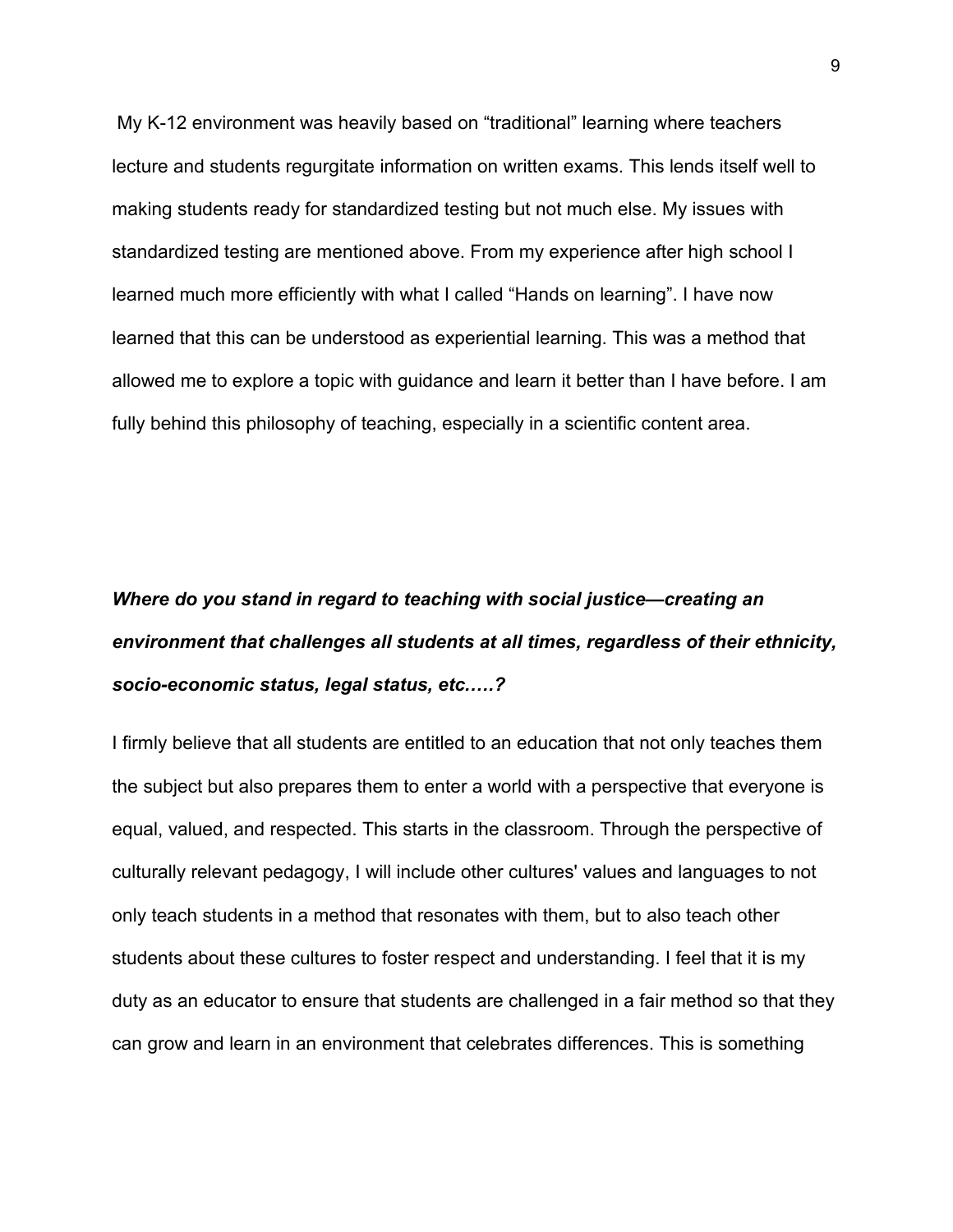My K-12 environment was heavily based on “traditional” learning where teachers lecture and students regurgitate information on written exams. This lends itself well to making students ready for standardized testing but not much else. My issues with standardized testing are mentioned above. From my experience after high school I learned much more efficiently with what I called “Hands on learning”. I have now learned that this can be understood as experiential learning. This was a method that allowed me to explore a topic with guidance and learn it better than I have before. I am fully behind this philosophy of teaching, especially in a scientific content area.

***Where do you stand in regard to teaching with social justice—creating an environment that challenges all students at all times, regardless of their ethnicity, socio-economic status, legal status, etc.….?***

I firmly believe that all students are entitled to an education that not only teaches them the subject but also prepares them to enter a world with a perspective that everyone is equal, valued, and respected. This starts in the classroom. Through the perspective of culturally relevant pedagogy, I will include other cultures' values and languages to not only teach students in a method that resonates with them, but to also teach other students about these cultures to foster respect and understanding. I feel that it is my duty as an educator to ensure that students are challenged in a fair method so that they can grow and learn in an environment that celebrates differences. This is something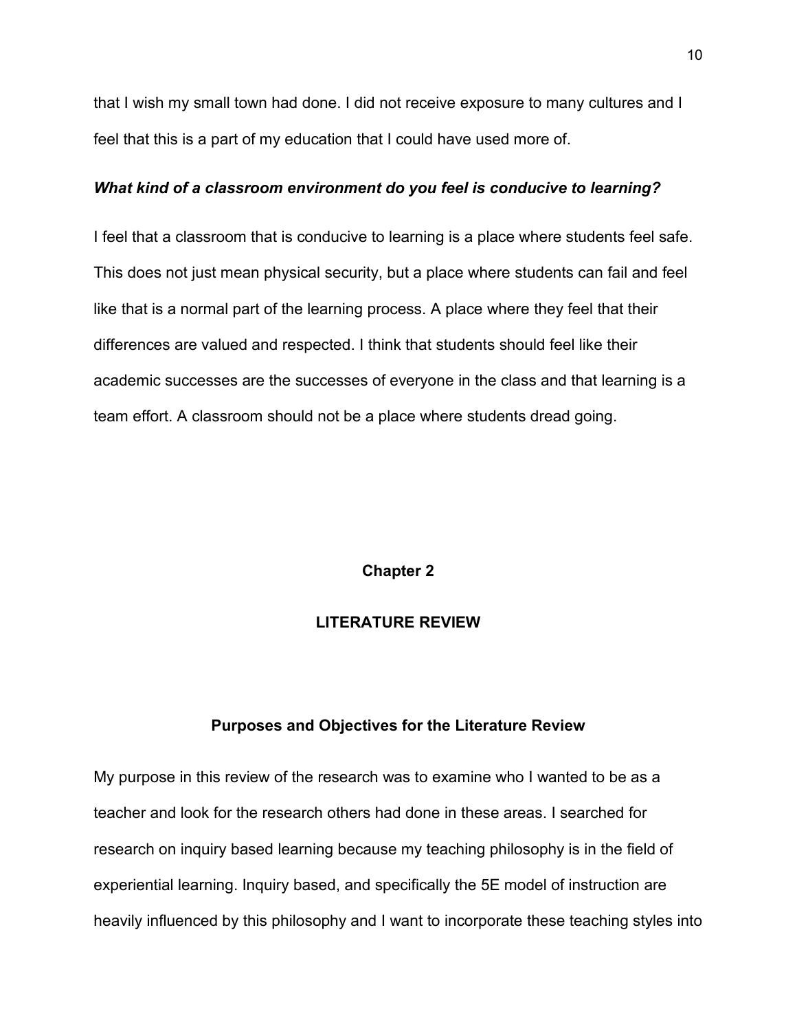that I wish my small town had done. I did not receive exposure to many cultures and I feel that this is a part of my education that I could have used more of.

***What kind of a classroom environment do you feel is conducive to learning?***

I feel that a classroom that is conducive to learning is a place where students feel safe. This does not just mean physical security, but a place where students can fail and feel like that is a normal part of the learning process. A place where they feel that their differences are valued and respected. I think that students should feel like their academic successes are the successes of everyone in the class and that learning is a team effort. A classroom should not be a place where students dread going.

# Chapter 2

# LITERATURE REVIEW

## Purposes and Objectives for the Literature Review

My purpose in this review of the research was to examine who I wanted to be as a teacher and look for the research others had done in these areas. I searched for research on inquiry based learning because my teaching philosophy is in the field of experiential learning. Inquiry based, and specifically the 5E model of instruction are heavily influenced by this philosophy and I want to incorporate these teaching styles into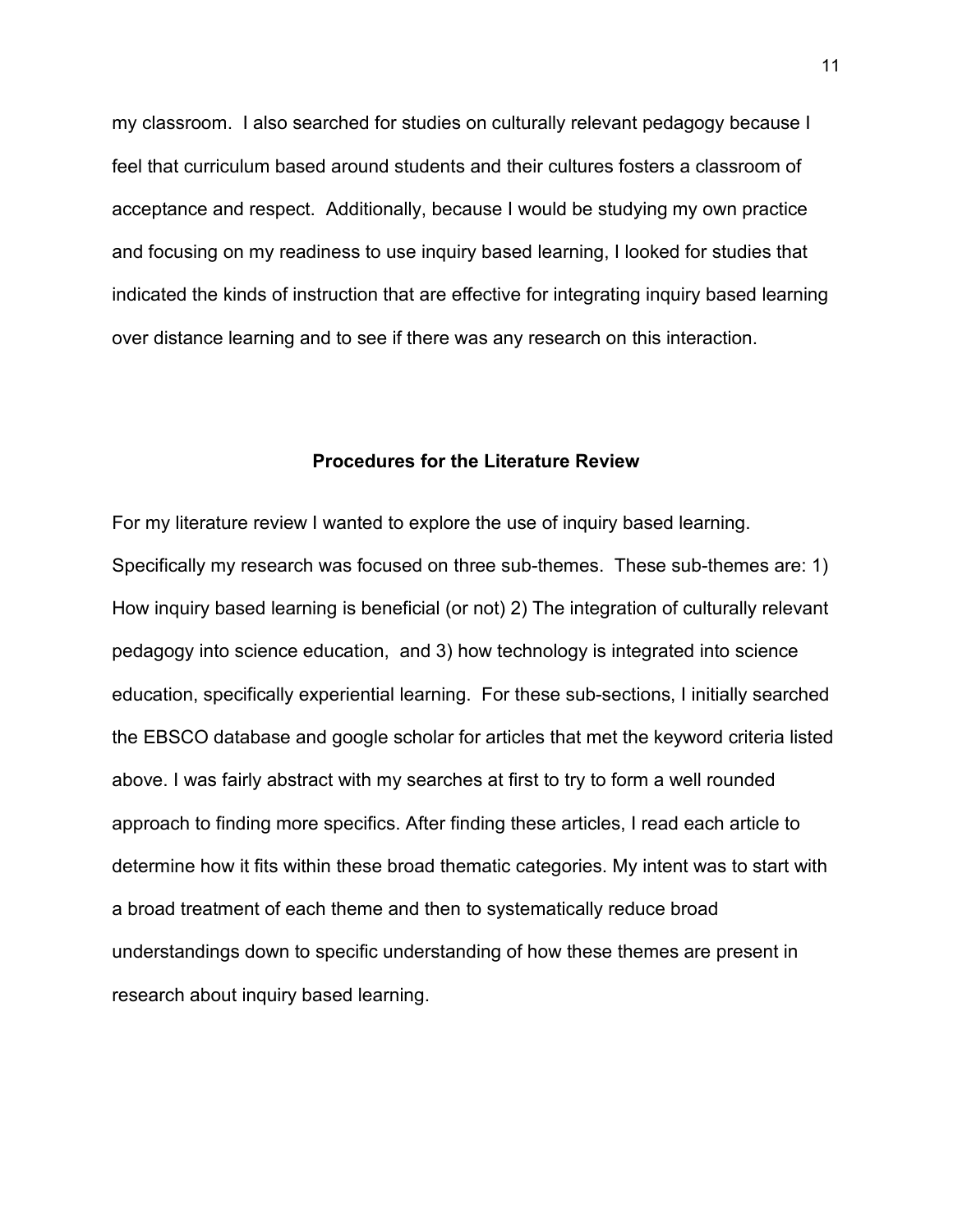my classroom. I also searched for studies on culturally relevant pedagogy because I feel that curriculum based around students and their cultures fosters a classroom of acceptance and respect. Additionally, because I would be studying my own practice and focusing on my readiness to use inquiry based learning, I looked for studies that indicated the kinds of instruction that are effective for integrating inquiry based learning over distance learning and to see if there was any research on this interaction.

## Procedures for the Literature Review

For my literature review I wanted to explore the use of inquiry based learning. Specifically my research was focused on three sub-themes. These sub-themes are: 1) How inquiry based learning is beneficial (or not) 2) The integration of culturally relevant pedagogy into science education, and 3) how technology is integrated into science education, specifically experiential learning. For these sub-sections, I initially searched the EBSCO database and google scholar for articles that met the keyword criteria listed above. I was fairly abstract with my searches at first to try to form a well rounded approach to finding more specifics. After finding these articles, I read each article to determine how it fits within these broad thematic categories. My intent was to start with a broad treatment of each theme and then to systematically reduce broad understandings down to specific understanding of how these themes are present in research about inquiry based learning.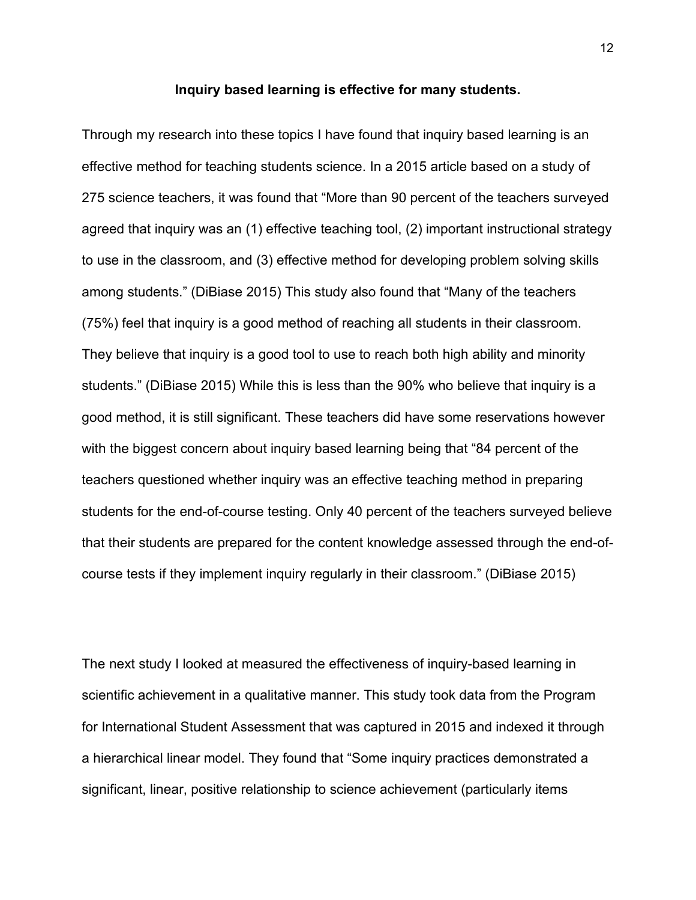**Inquiry based learning is effective for many students.**

Through my research into these topics I have found that inquiry based learning is an effective method for teaching students science. In a 2015 article based on a study of 275 science teachers, it was found that "More than 90 percent of the teachers surveyed agreed that inquiry was an (1) effective teaching tool, (2) important instructional strategy to use in the classroom, and (3) effective method for developing problem solving skills among students." (DiBiase 2015) This study also found that "Many of the teachers (75%) feel that inquiry is a good method of reaching all students in their classroom. They believe that inquiry is a good tool to use to reach both high ability and minority students." (DiBiase 2015) While this is less than the 90% who believe that inquiry is a good method, it is still significant. These teachers did have some reservations however with the biggest concern about inquiry based learning being that "84 percent of the teachers questioned whether inquiry was an effective teaching method in preparing students for the end-of-course testing. Only 40 percent of the teachers surveyed believe that their students are prepared for the content knowledge assessed through the end-of-course tests if they implement inquiry regularly in their classroom." (DiBiase 2015)

The next study I looked at measured the effectiveness of inquiry-based learning in scientific achievement in a qualitative manner. This study took data from the Program for International Student Assessment that was captured in 2015 and indexed it through a hierarchical linear model. They found that "Some inquiry practices demonstrated a significant, linear, positive relationship to science achievement (particularly items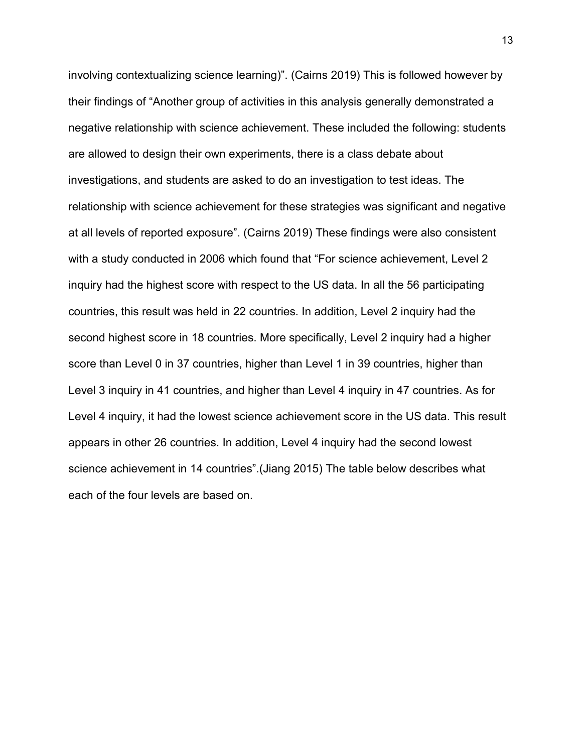involving contextualizing science learning)". (Cairns 2019) This is followed however by their findings of "Another group of activities in this analysis generally demonstrated a negative relationship with science achievement. These included the following: students are allowed to design their own experiments, there is a class debate about investigations, and students are asked to do an investigation to test ideas. The relationship with science achievement for these strategies was significant and negative at all levels of reported exposure". (Cairns 2019) These findings were also consistent with a study conducted in 2006 which found that "For science achievement, Level 2 inquiry had the highest score with respect to the US data. In all the 56 participating countries, this result was held in 22 countries. In addition, Level 2 inquiry had the second highest score in 18 countries. More specifically, Level 2 inquiry had a higher score than Level 0 in 37 countries, higher than Level 1 in 39 countries, higher than Level 3 inquiry in 41 countries, and higher than Level 4 inquiry in 47 countries. As for Level 4 inquiry, it had the lowest science achievement score in the US data. This result appears in other 26 countries. In addition, Level 4 inquiry had the second lowest science achievement in 14 countries".(Jiang 2015) The table below describes what each of the four levels are based on.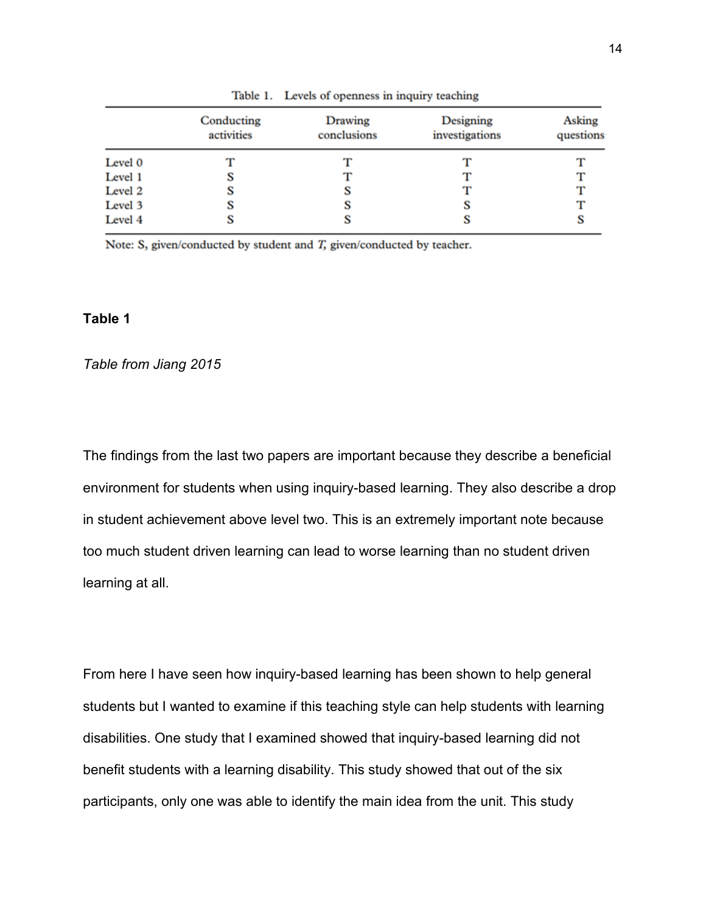Table 1. Levels of openness in inquiry teaching

| | Conducting activities | Drawing conclusions | Designing investigations | Asking questions |
|---|---|---|---|---|
| Level 0 | T | T | T | T |
| Level 1 | S | T | T | T |
| Level 2 | S | S | T | T |
| Level 3 | S | S | S | T |
| Level 4 | S | S | S | S |

Note: S, given/conducted by student and *T*, given/conducted by teacher.

**Table 1**

*Table from Jiang 2015*

The findings from the last two papers are important because they describe a beneficial environment for students when using inquiry-based learning. They also describe a drop in student achievement above level two. This is an extremely important note because too much student driven learning can lead to worse learning than no student driven learning at all.

From here I have seen how inquiry-based learning has been shown to help general students but I wanted to examine if this teaching style can help students with learning disabilities. One study that I examined showed that inquiry-based learning did not benefit students with a learning disability. This study showed that out of the six participants, only one was able to identify the main idea from the unit. This study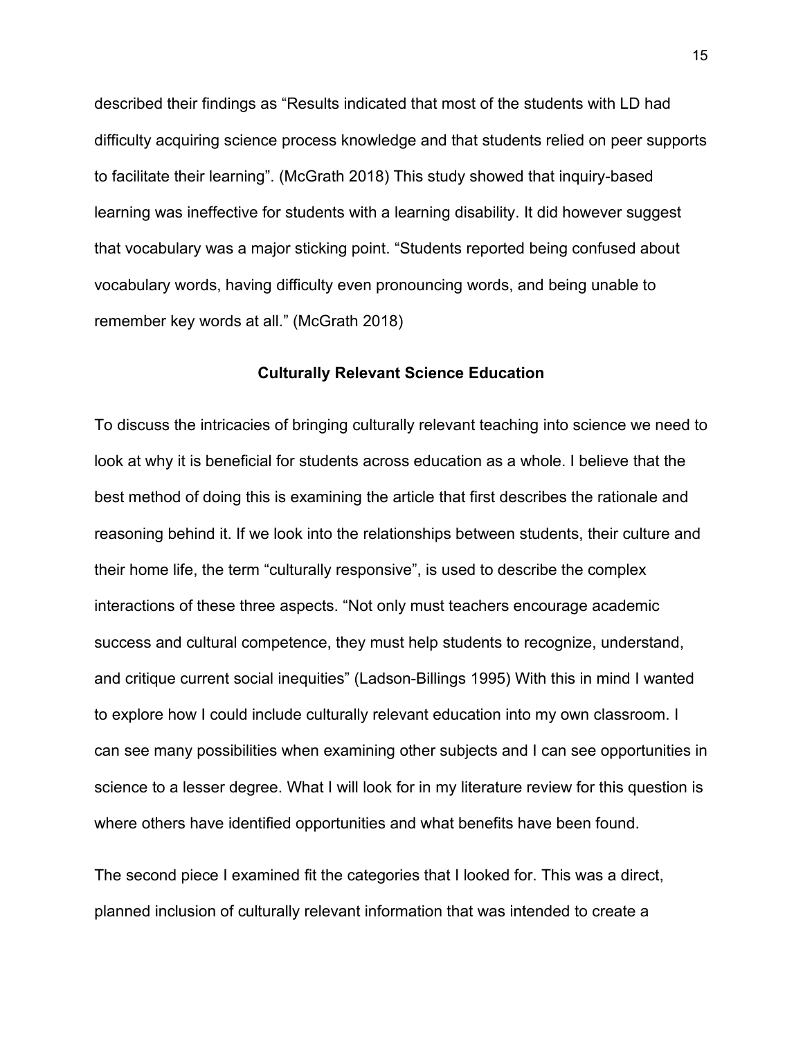described their findings as “Results indicated that most of the students with LD had difficulty acquiring science process knowledge and that students relied on peer supports to facilitate their learning”. (McGrath 2018) This study showed that inquiry-based learning was ineffective for students with a learning disability. It did however suggest that vocabulary was a major sticking point. “Students reported being confused about vocabulary words, having difficulty even pronouncing words, and being unable to remember key words at all.” (McGrath 2018)

## Culturally Relevant Science Education

To discuss the intricacies of bringing culturally relevant teaching into science we need to look at why it is beneficial for students across education as a whole. I believe that the best method of doing this is examining the article that first describes the rationale and reasoning behind it. If we look into the relationships between students, their culture and their home life, the term “culturally responsive”, is used to describe the complex interactions of these three aspects. “Not only must teachers encourage academic success and cultural competence, they must help students to recognize, understand, and critique current social inequities” (Ladson-Billings 1995) With this in mind I wanted to explore how I could include culturally relevant education into my own classroom. I can see many possibilities when examining other subjects and I can see opportunities in science to a lesser degree. What I will look for in my literature review for this question is where others have identified opportunities and what benefits have been found.

The second piece I examined fit the categories that I looked for. This was a direct, planned inclusion of culturally relevant information that was intended to create a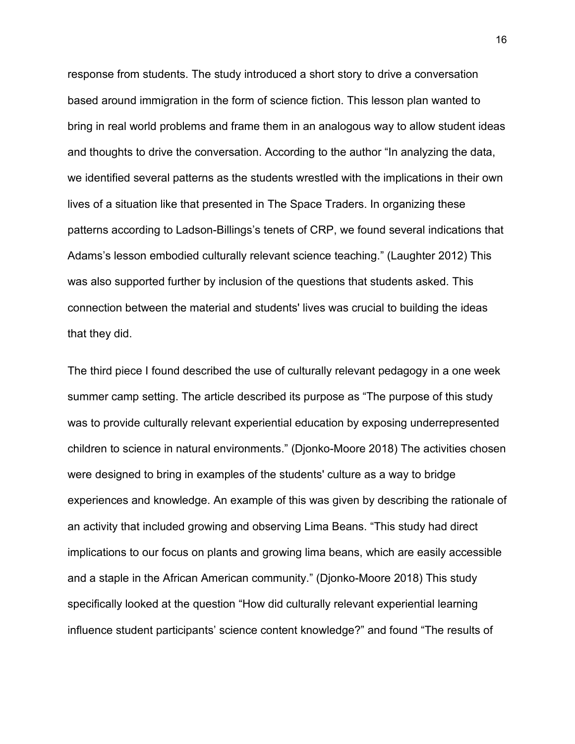response from students. The study introduced a short story to drive a conversation based around immigration in the form of science fiction. This lesson plan wanted to bring in real world problems and frame them in an analogous way to allow student ideas and thoughts to drive the conversation. According to the author "In analyzing the data, we identified several patterns as the students wrestled with the implications in their own lives of a situation like that presented in The Space Traders. In organizing these patterns according to Ladson-Billings's tenets of CRP, we found several indications that Adams's lesson embodied culturally relevant science teaching." (Laughter 2012) This was also supported further by inclusion of the questions that students asked. This connection between the material and students' lives was crucial to building the ideas that they did.

The third piece I found described the use of culturally relevant pedagogy in a one week summer camp setting. The article described its purpose as "The purpose of this study was to provide culturally relevant experiential education by exposing underrepresented children to science in natural environments." (Djonko-Moore 2018) The activities chosen were designed to bring in examples of the students' culture as a way to bridge experiences and knowledge. An example of this was given by describing the rationale of an activity that included growing and observing Lima Beans. "This study had direct implications to our focus on plants and growing lima beans, which are easily accessible and a staple in the African American community." (Djonko-Moore 2018) This study specifically looked at the question "How did culturally relevant experiential learning influence student participants' science content knowledge?" and found "The results of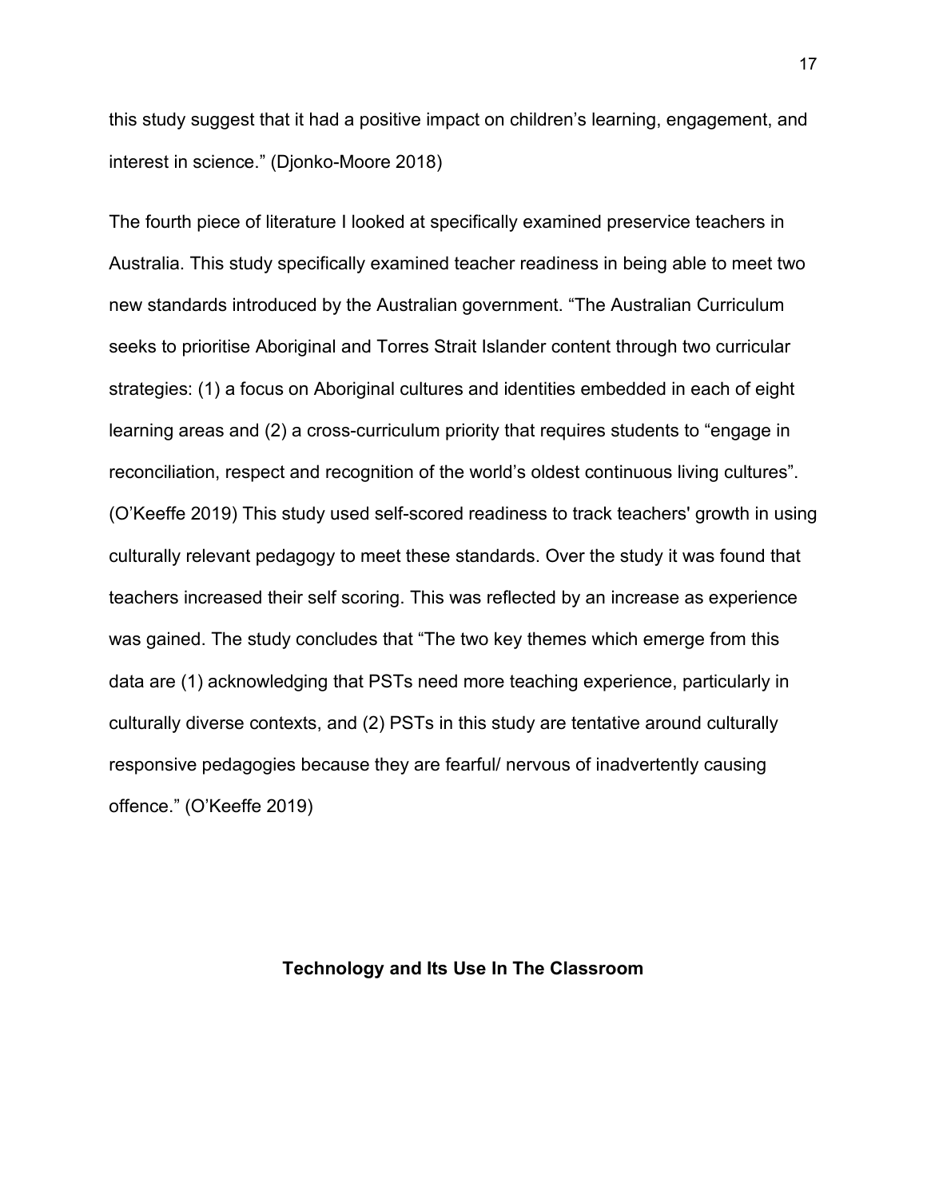this study suggest that it had a positive impact on children's learning, engagement, and interest in science." (Djonko-Moore 2018)

The fourth piece of literature I looked at specifically examined preservice teachers in Australia. This study specifically examined teacher readiness in being able to meet two new standards introduced by the Australian government. "The Australian Curriculum seeks to prioritise Aboriginal and Torres Strait Islander content through two curricular strategies: (1) a focus on Aboriginal cultures and identities embedded in each of eight learning areas and (2) a cross-curriculum priority that requires students to "engage in reconciliation, respect and recognition of the world's oldest continuous living cultures". (O'Keeffe 2019) This study used self-scored readiness to track teachers' growth in using culturally relevant pedagogy to meet these standards. Over the study it was found that teachers increased their self scoring. This was reflected by an increase as experience was gained. The study concludes that "The two key themes which emerge from this data are (1) acknowledging that PSTs need more teaching experience, particularly in culturally diverse contexts, and (2) PSTs in this study are tentative around culturally responsive pedagogies because they are fearful/ nervous of inadvertently causing offence." (O'Keeffe 2019)

## Technology and Its Use In The Classroom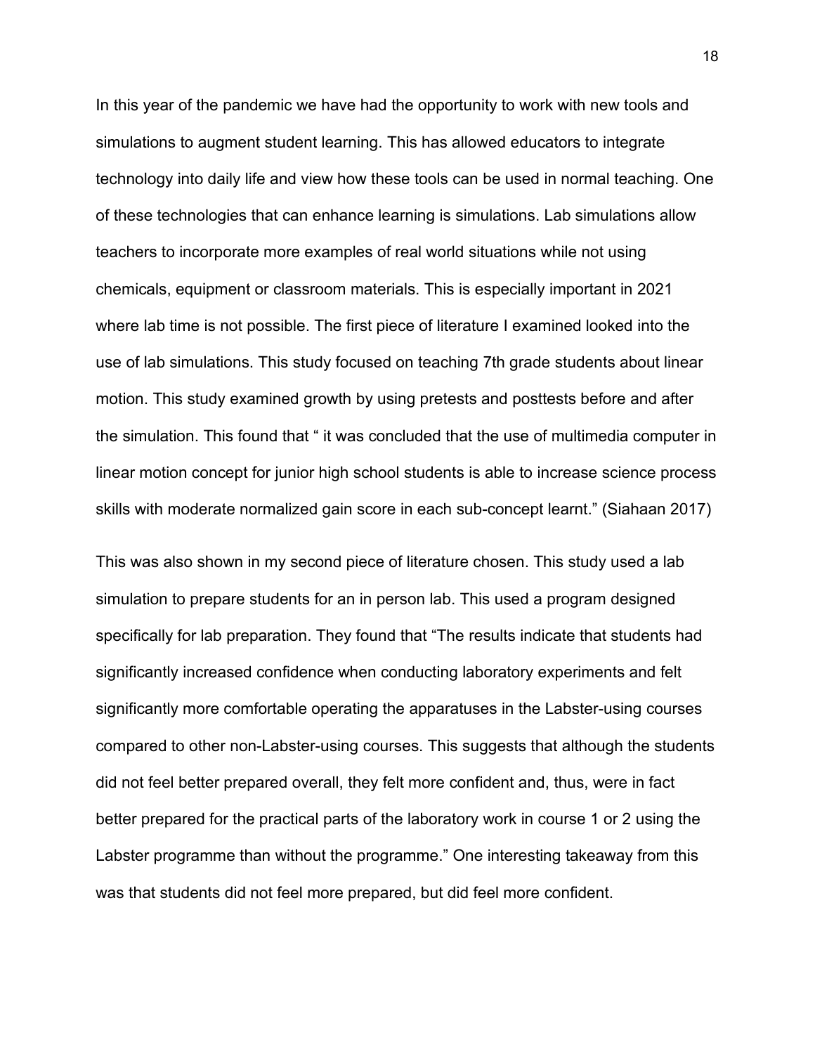In this year of the pandemic we have had the opportunity to work with new tools and simulations to augment student learning. This has allowed educators to integrate technology into daily life and view how these tools can be used in normal teaching. One of these technologies that can enhance learning is simulations. Lab simulations allow teachers to incorporate more examples of real world situations while not using chemicals, equipment or classroom materials. This is especially important in 2021 where lab time is not possible. The first piece of literature I examined looked into the use of lab simulations. This study focused on teaching 7th grade students about linear motion. This study examined growth by using pretests and posttests before and after the simulation. This found that " it was concluded that the use of multimedia computer in linear motion concept for junior high school students is able to increase science process skills with moderate normalized gain score in each sub-concept learnt." (Siahaan 2017)

This was also shown in my second piece of literature chosen. This study used a lab simulation to prepare students for an in person lab. This used a program designed specifically for lab preparation. They found that "The results indicate that students had significantly increased confidence when conducting laboratory experiments and felt significantly more comfortable operating the apparatuses in the Labster-using courses compared to other non-Labster-using courses. This suggests that although the students did not feel better prepared overall, they felt more confident and, thus, were in fact better prepared for the practical parts of the laboratory work in course 1 or 2 using the Labster programme than without the programme." One interesting takeaway from this was that students did not feel more prepared, but did feel more confident.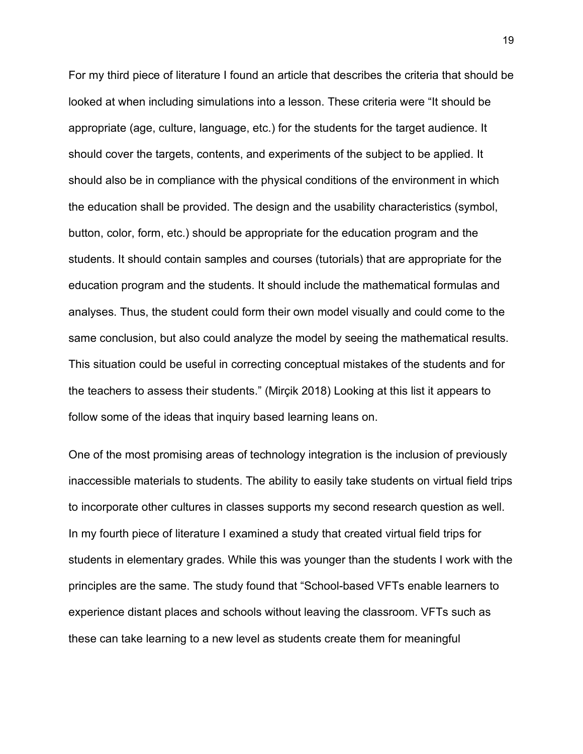For my third piece of literature I found an article that describes the criteria that should be looked at when including simulations into a lesson. These criteria were "It should be appropriate (age, culture, language, etc.) for the students for the target audience. It should cover the targets, contents, and experiments of the subject to be applied. It should also be in compliance with the physical conditions of the environment in which the education shall be provided. The design and the usability characteristics (symbol, button, color, form, etc.) should be appropriate for the education program and the students. It should contain samples and courses (tutorials) that are appropriate for the education program and the students. It should include the mathematical formulas and analyses. Thus, the student could form their own model visually and could come to the same conclusion, but also could analyze the model by seeing the mathematical results. This situation could be useful in correcting conceptual mistakes of the students and for the teachers to assess their students." (Mirçik 2018) Looking at this list it appears to follow some of the ideas that inquiry based learning leans on.

One of the most promising areas of technology integration is the inclusion of previously inaccessible materials to students. The ability to easily take students on virtual field trips to incorporate other cultures in classes supports my second research question as well. In my fourth piece of literature I examined a study that created virtual field trips for students in elementary grades. While this was younger than the students I work with the principles are the same. The study found that "School-based VFTs enable learners to experience distant places and schools without leaving the classroom. VFTs such as these can take learning to a new level as students create them for meaningful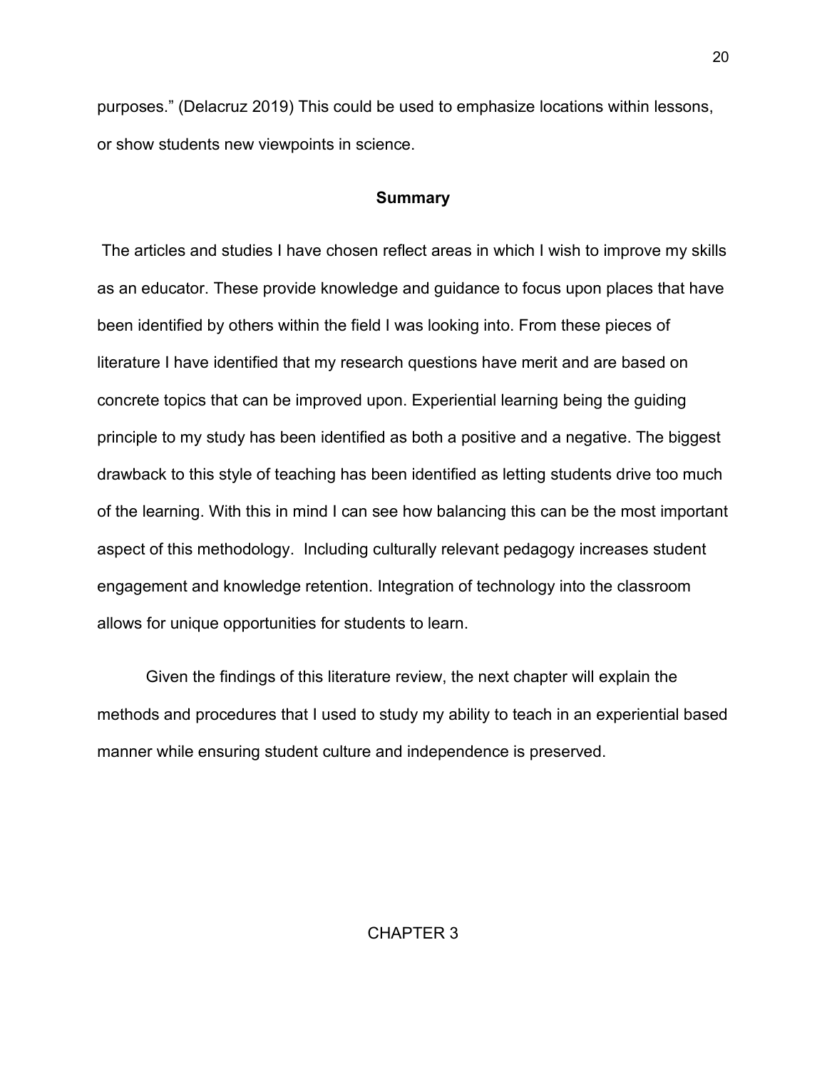purposes." (Delacruz 2019) This could be used to emphasize locations within lessons, or show students new viewpoints in science.

### Summary

The articles and studies I have chosen reflect areas in which I wish to improve my skills as an educator. These provide knowledge and guidance to focus upon places that have been identified by others within the field I was looking into. From these pieces of literature I have identified that my research questions have merit and are based on concrete topics that can be improved upon. Experiential learning being the guiding principle to my study has been identified as both a positive and a negative. The biggest drawback to this style of teaching has been identified as letting students drive too much of the learning. With this in mind I can see how balancing this can be the most important aspect of this methodology. Including culturally relevant pedagogy increases student engagement and knowledge retention. Integration of technology into the classroom allows for unique opportunities for students to learn.

Given the findings of this literature review, the next chapter will explain the methods and procedures that I used to study my ability to teach in an experiential based manner while ensuring student culture and independence is preserved.

## CHAPTER 3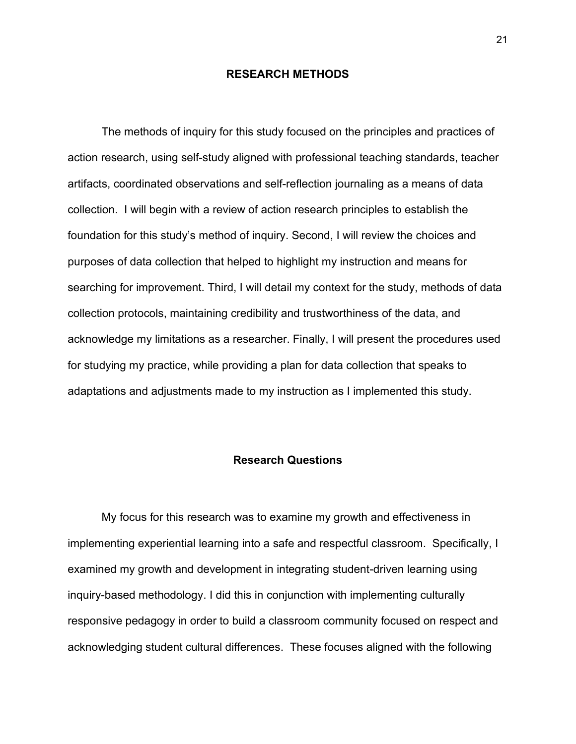# RESEARCH METHODS

The methods of inquiry for this study focused on the principles and practices of action research, using self-study aligned with professional teaching standards, teacher artifacts, coordinated observations and self-reflection journaling as a means of data collection. I will begin with a review of action research principles to establish the foundation for this study's method of inquiry. Second, I will review the choices and purposes of data collection that helped to highlight my instruction and means for searching for improvement. Third, I will detail my context for the study, methods of data collection protocols, maintaining credibility and trustworthiness of the data, and acknowledge my limitations as a researcher. Finally, I will present the procedures used for studying my practice, while providing a plan for data collection that speaks to adaptations and adjustments made to my instruction as I implemented this study.

## Research Questions

My focus for this research was to examine my growth and effectiveness in implementing experiential learning into a safe and respectful classroom. Specifically, I examined my growth and development in integrating student-driven learning using inquiry-based methodology. I did this in conjunction with implementing culturally responsive pedagogy in order to build a classroom community focused on respect and acknowledging student cultural differences. These focuses aligned with the following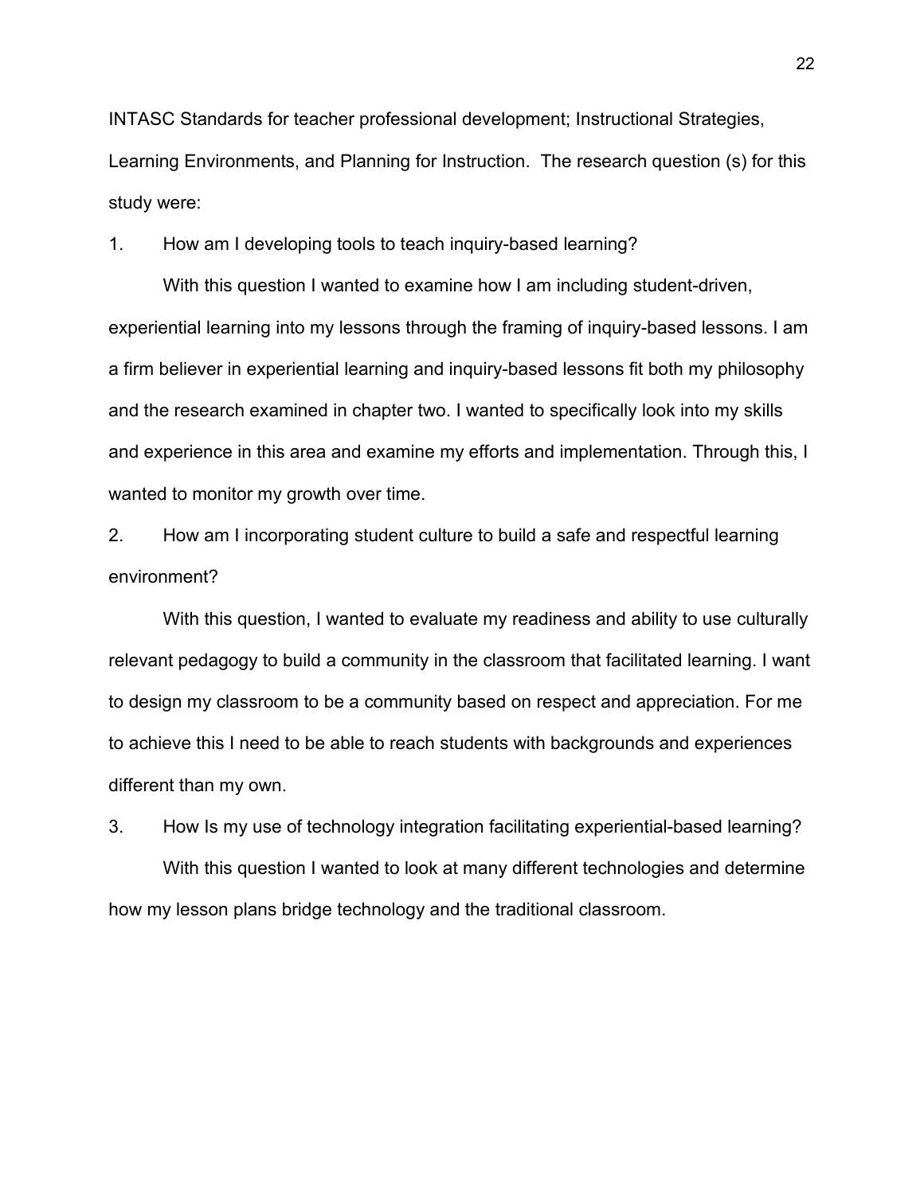INTASC Standards for teacher professional development; Instructional Strategies, Learning Environments, and Planning for Instruction. The research question (s) for this study were:

1. How am I developing tools to teach inquiry-based learning?

With this question I wanted to examine how I am including student-driven, experiential learning into my lessons through the framing of inquiry-based lessons. I am a firm believer in experiential learning and inquiry-based lessons fit both my philosophy and the research examined in chapter two. I wanted to specifically look into my skills and experience in this area and examine my efforts and implementation. Through this, I wanted to monitor my growth over time.

2. How am I incorporating student culture to build a safe and respectful learning environment?

With this question, I wanted to evaluate my readiness and ability to use culturally relevant pedagogy to build a community in the classroom that facilitated learning. I want to design my classroom to be a community based on respect and appreciation. For me to achieve this I need to be able to reach students with backgrounds and experiences different than my own.

3. How Is my use of technology integration facilitating experiential-based learning?

With this question I wanted to look at many different technologies and determine how my lesson plans bridge technology and the traditional classroom.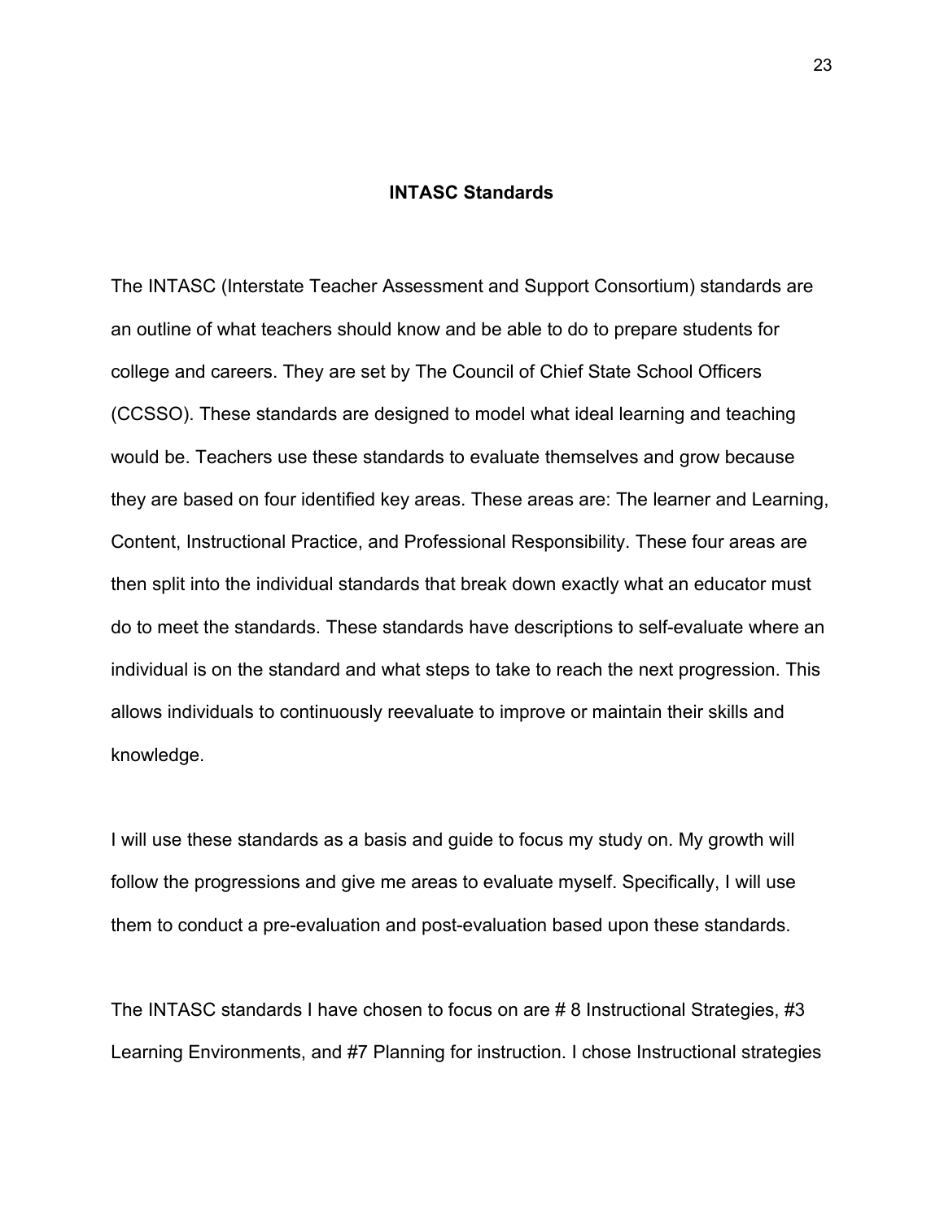## INTASC Standards

The INTASC (Interstate Teacher Assessment and Support Consortium) standards are an outline of what teachers should know and be able to do to prepare students for college and careers. They are set by The Council of Chief State School Officers (CCSSO). These standards are designed to model what ideal learning and teaching would be. Teachers use these standards to evaluate themselves and grow because they are based on four identified key areas. These areas are: The learner and Learning, Content, Instructional Practice, and Professional Responsibility. These four areas are then split into the individual standards that break down exactly what an educator must do to meet the standards. These standards have descriptions to self-evaluate where an individual is on the standard and what steps to take to reach the next progression. This allows individuals to continuously reevaluate to improve or maintain their skills and knowledge.

I will use these standards as a basis and guide to focus my study on. My growth will follow the progressions and give me areas to evaluate myself. Specifically, I will use them to conduct a pre-evaluation and post-evaluation based upon these standards.

The INTASC standards I have chosen to focus on are # 8 Instructional Strategies, #3 Learning Environments, and #7 Planning for instruction. I chose Instructional strategies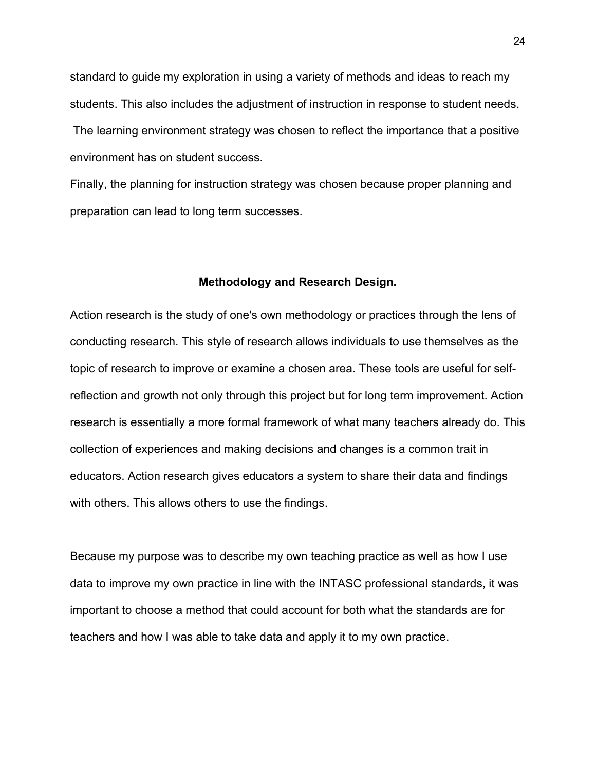standard to guide my exploration in using a variety of methods and ideas to reach my students. This also includes the adjustment of instruction in response to student needs. The learning environment strategy was chosen to reflect the importance that a positive environment has on student success.

Finally, the planning for instruction strategy was chosen because proper planning and preparation can lead to long term successes.

## Methodology and Research Design.

Action research is the study of one's own methodology or practices through the lens of conducting research. This style of research allows individuals to use themselves as the topic of research to improve or examine a chosen area. These tools are useful for self-reflection and growth not only through this project but for long term improvement. Action research is essentially a more formal framework of what many teachers already do. This collection of experiences and making decisions and changes is a common trait in educators. Action research gives educators a system to share their data and findings with others. This allows others to use the findings.

Because my purpose was to describe my own teaching practice as well as how I use data to improve my own practice in line with the INTASC professional standards, it was important to choose a method that could account for both what the standards are for teachers and how I was able to take data and apply it to my own practice.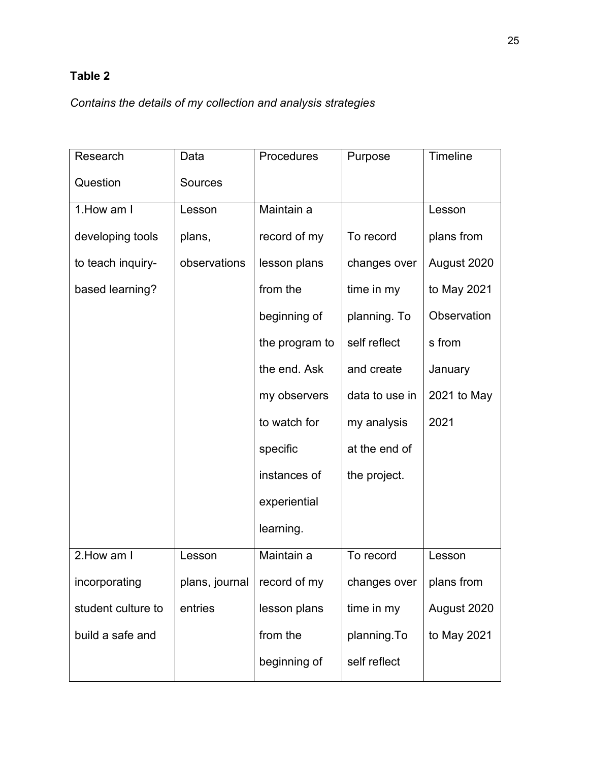**Table 2**

*Contains the details of my collection and analysis strategies*

| Research Question | Data Sources | Procedures | Purpose | Timeline |
|---|---|---|---|---|
| 1.How am I developing tools to teach inquiry-based learning? | Lesson plans, observations | Maintain a record of my lesson plans from the beginning of the program to the end. Ask my observers to watch for specific instances of experiential learning. | To record changes over time in my planning. To self reflect and create data to use in my analysis at the end of the project. | Lesson plans from August 2020 to May 2021 Observations from January 2021 to May 2021 |
| 2.How am I incorporating student culture to build a safe and | Lesson plans, journal entries | Maintain a record of my lesson plans from the beginning of | To record changes over time in my planning.To self reflect | Lesson plans from August 2020 to May 2021 |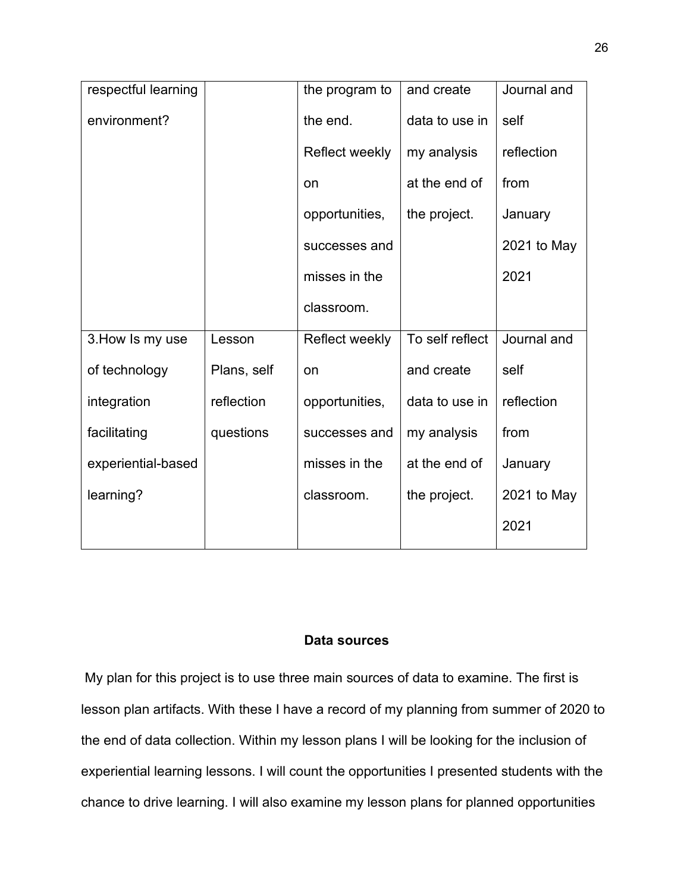| | | | | |
|---|---|---|---|---|
| respectful learning environment? | | the program to the end. Reflect weekly on opportunities, successes and misses in the classroom. | and create data to use in my analysis at the end of the project. | Journal and self reflection from January 2021 to May 2021 |
| 3.How Is my use of technology integration facilitating experiential-based learning? | Lesson Plans, self reflection questions | Reflect weekly on opportunities, successes and misses in the classroom. | To self reflect and create data to use in my analysis at the end of the project. | Journal and self reflection from January 2021 to May 2021 |

## Data sources

My plan for this project is to use three main sources of data to examine. The first is lesson plan artifacts. With these I have a record of my planning from summer of 2020 to the end of data collection. Within my lesson plans I will be looking for the inclusion of experiential learning lessons. I will count the opportunities I presented students with the chance to drive learning. I will also examine my lesson plans for planned opportunities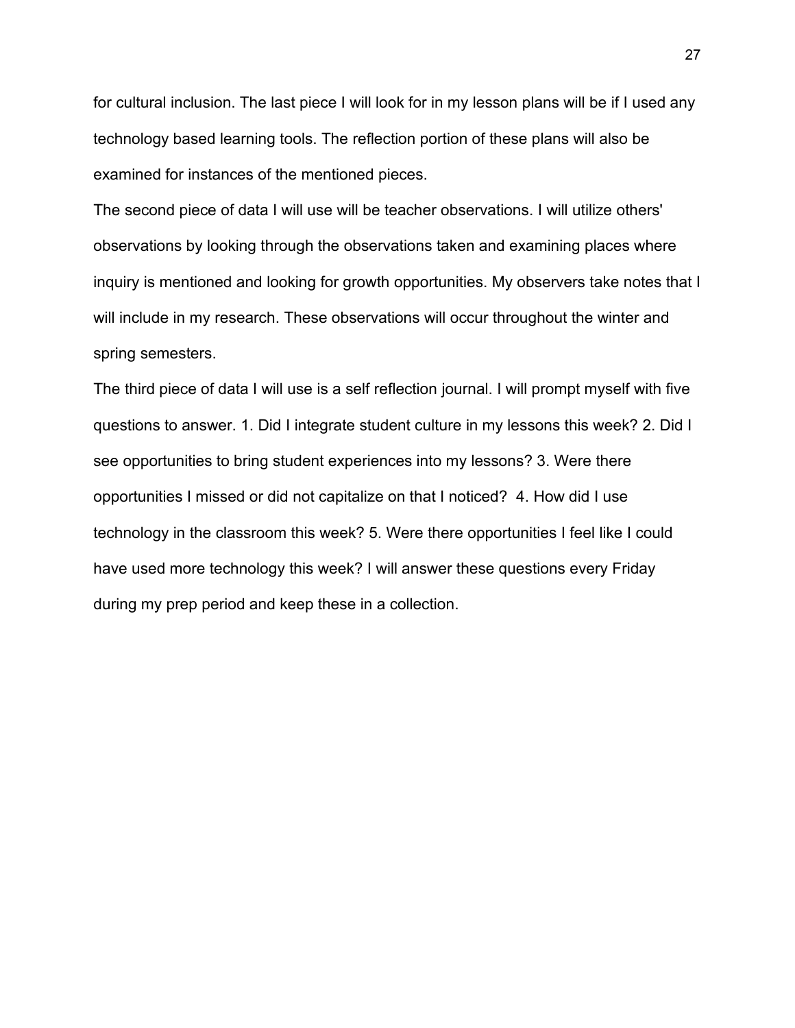for cultural inclusion. The last piece I will look for in my lesson plans will be if I used any technology based learning tools. The reflection portion of these plans will also be examined for instances of the mentioned pieces.

The second piece of data I will use will be teacher observations. I will utilize others' observations by looking through the observations taken and examining places where inquiry is mentioned and looking for growth opportunities. My observers take notes that I will include in my research. These observations will occur throughout the winter and spring semesters.

The third piece of data I will use is a self reflection journal. I will prompt myself with five questions to answer. 1. Did I integrate student culture in my lessons this week? 2. Did I see opportunities to bring student experiences into my lessons? 3. Were there opportunities I missed or did not capitalize on that I noticed? 4. How did I use technology in the classroom this week? 5. Were there opportunities I feel like I could have used more technology this week? I will answer these questions every Friday during my prep period and keep these in a collection.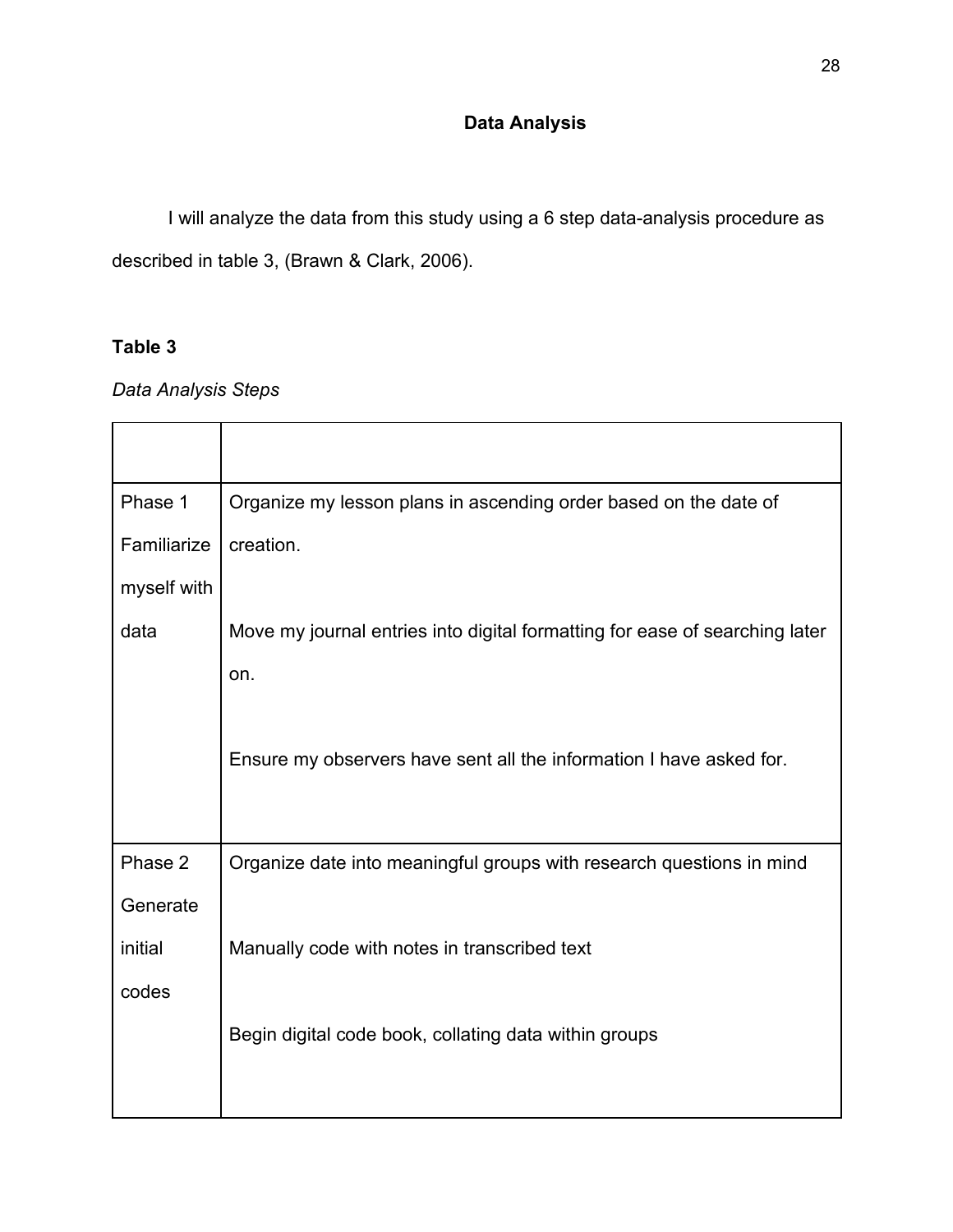## Data Analysis

I will analyze the data from this study using a 6 step data-analysis procedure as described in table 3, (Brawn & Clark, 2006).

**Table 3**

*Data Analysis Steps*

| | |
|---|---|
| Phase 1 Familiarize myself with data | Organize my lesson plans in ascending order based on the date of creation.<br><br>Move my journal entries into digital formatting for ease of searching later on.<br><br>Ensure my observers have sent all the information I have asked for. |
| Phase 2 Generate initial codes | Organize date into meaningful groups with research questions in mind<br><br>Manually code with notes in transcribed text<br><br>Begin digital code book, collating data within groups |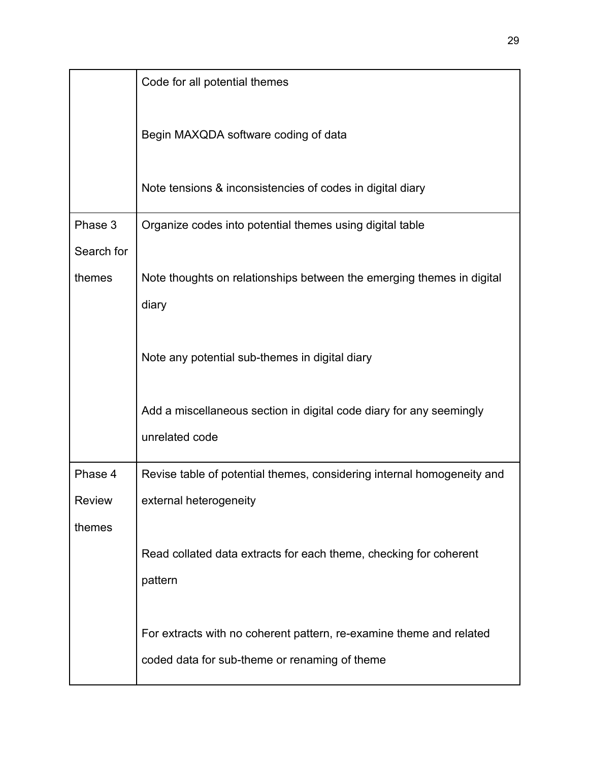| | |
|---|---|
| | Code for all potential themes<br><br>Begin MAXQDA software coding of data<br><br>Note tensions & inconsistencies of codes in digital diary |
| Phase 3 Search for themes | Organize codes into potential themes using digital table<br><br>Note thoughts on relationships between the emerging themes in digital diary<br><br>Note any potential sub-themes in digital diary<br><br>Add a miscellaneous section in digital code diary for any seemingly unrelated code |
| Phase 4 Review themes | Revise table of potential themes, considering internal homogeneity and external heterogeneity<br><br>Read collated data extracts for each theme, checking for coherent pattern<br><br>For extracts with no coherent pattern, re-examine theme and related coded data for sub-theme or renaming of theme |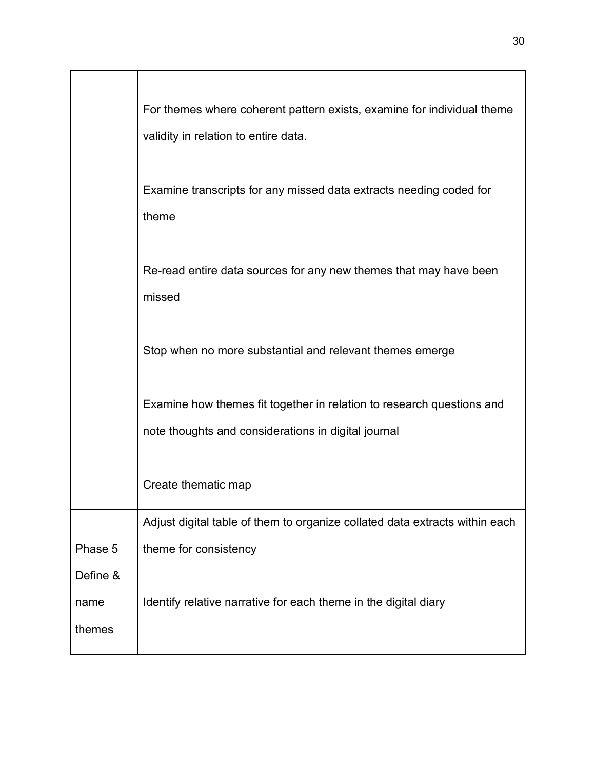| | |
|---|---|
| | For themes where coherent pattern exists, examine for individual theme validity in relation to entire data.<br><br>Examine transcripts for any missed data extracts needing coded for theme<br><br>Re-read entire data sources for any new themes that may have been missed<br><br>Stop when no more substantial and relevant themes emerge<br><br>Examine how themes fit together in relation to research questions and note thoughts and considerations in digital journal<br><br>Create thematic map |
| Phase 5 Define & name themes | Adjust digital table of them to organize collated data extracts within each theme for consistency<br><br>Identify relative narrative for each theme in the digital diary |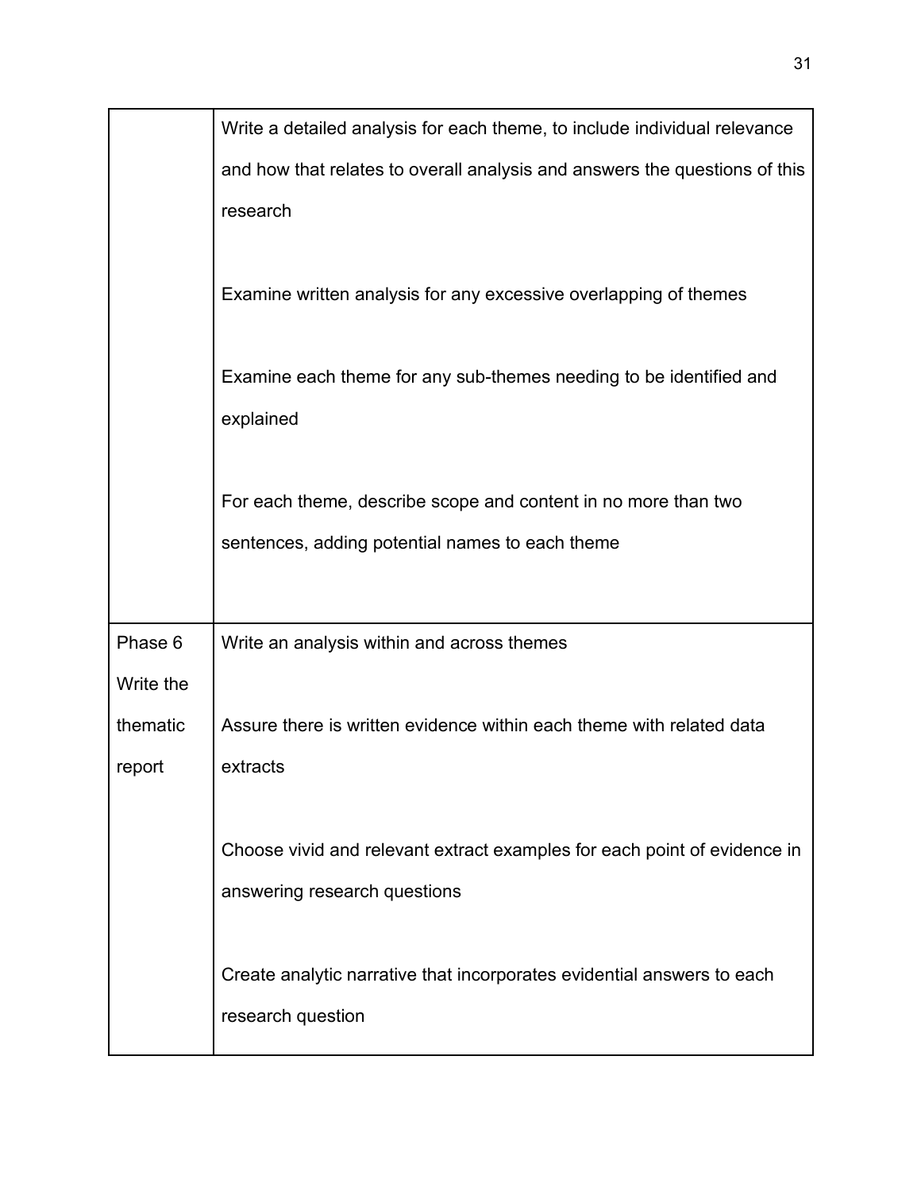| | |
|---|---|
| | Write a detailed analysis for each theme, to include individual relevance and how that relates to overall analysis and answers the questions of this research<br><br>Examine written analysis for any excessive overlapping of themes<br><br>Examine each theme for any sub-themes needing to be identified and explained<br><br>For each theme, describe scope and content in no more than two sentences, adding potential names to each theme |
| Phase 6 Write the thematic report | Write an analysis within and across themes<br><br>Assure there is written evidence within each theme with related data extracts<br><br>Choose vivid and relevant extract examples for each point of evidence in answering research questions<br><br>Create analytic narrative that incorporates evidential answers to each research question |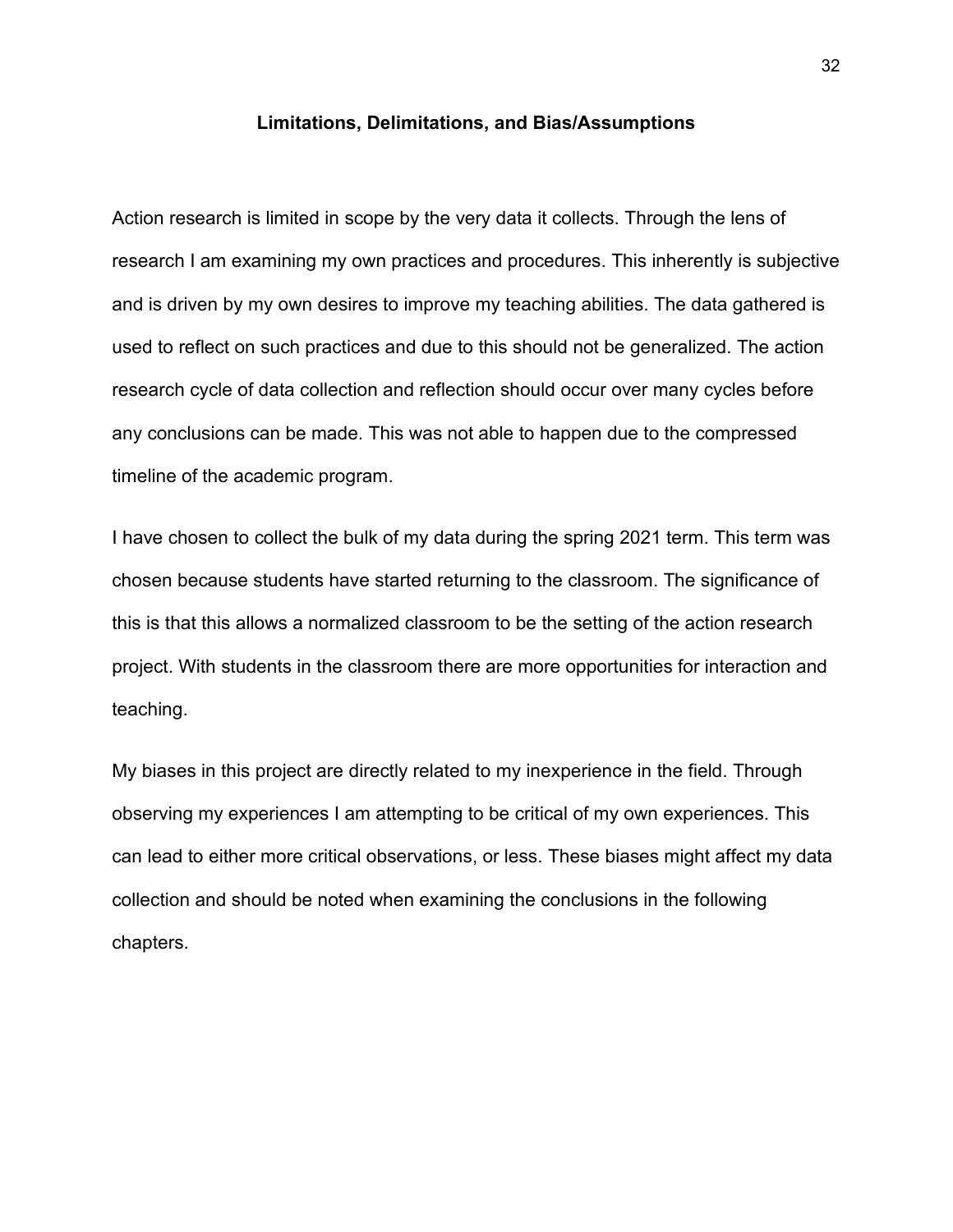## Limitations, Delimitations, and Bias/Assumptions

Action research is limited in scope by the very data it collects. Through the lens of research I am examining my own practices and procedures. This inherently is subjective and is driven by my own desires to improve my teaching abilities. The data gathered is used to reflect on such practices and due to this should not be generalized. The action research cycle of data collection and reflection should occur over many cycles before any conclusions can be made. This was not able to happen due to the compressed timeline of the academic program.

I have chosen to collect the bulk of my data during the spring 2021 term. This term was chosen because students have started returning to the classroom. The significance of this is that this allows a normalized classroom to be the setting of the action research project. With students in the classroom there are more opportunities for interaction and teaching.

My biases in this project are directly related to my inexperience in the field. Through observing my experiences I am attempting to be critical of my own experiences. This can lead to either more critical observations, or less. These biases might affect my data collection and should be noted when examining the conclusions in the following chapters.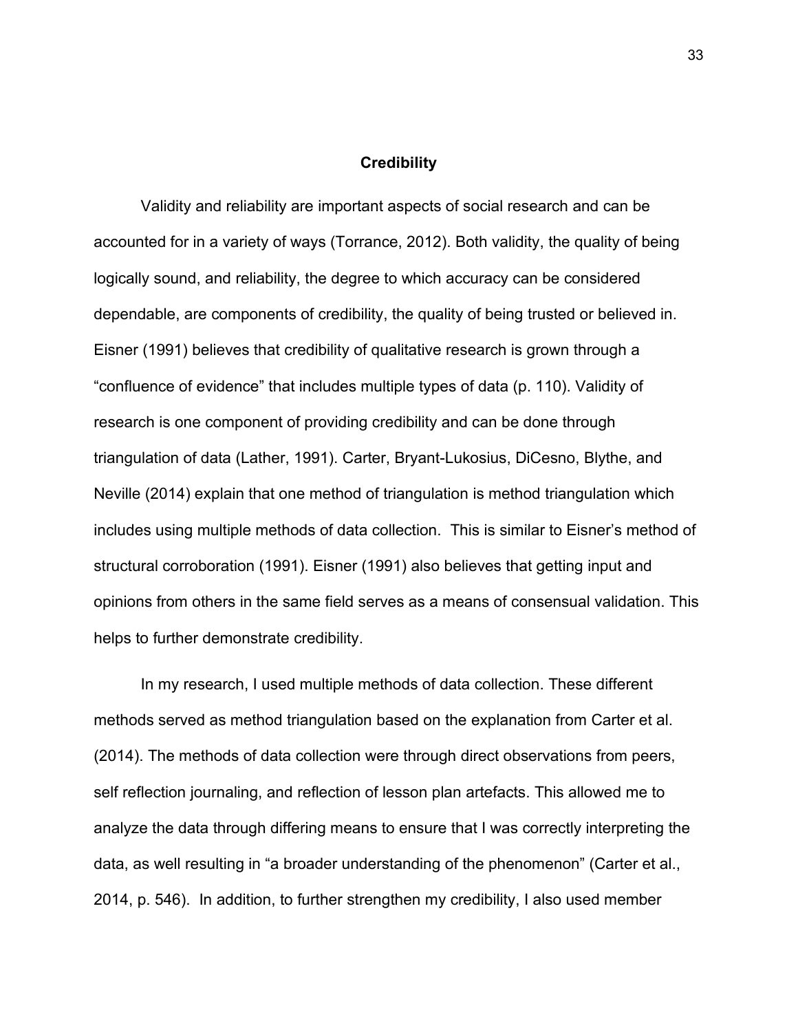## Credibility

Validity and reliability are important aspects of social research and can be accounted for in a variety of ways (Torrance, 2012). Both validity, the quality of being logically sound, and reliability, the degree to which accuracy can be considered dependable, are components of credibility, the quality of being trusted or believed in. Eisner (1991) believes that credibility of qualitative research is grown through a "confluence of evidence" that includes multiple types of data (p. 110). Validity of research is one component of providing credibility and can be done through triangulation of data (Lather, 1991). Carter, Bryant-Lukosius, DiCesno, Blythe, and Neville (2014) explain that one method of triangulation is method triangulation which includes using multiple methods of data collection. This is similar to Eisner's method of structural corroboration (1991). Eisner (1991) also believes that getting input and opinions from others in the same field serves as a means of consensual validation. This helps to further demonstrate credibility.

In my research, I used multiple methods of data collection. These different methods served as method triangulation based on the explanation from Carter et al. (2014). The methods of data collection were through direct observations from peers, self reflection journaling, and reflection of lesson plan artefacts. This allowed me to analyze the data through differing means to ensure that I was correctly interpreting the data, as well resulting in "a broader understanding of the phenomenon" (Carter et al., 2014, p. 546). In addition, to further strengthen my credibility, I also used member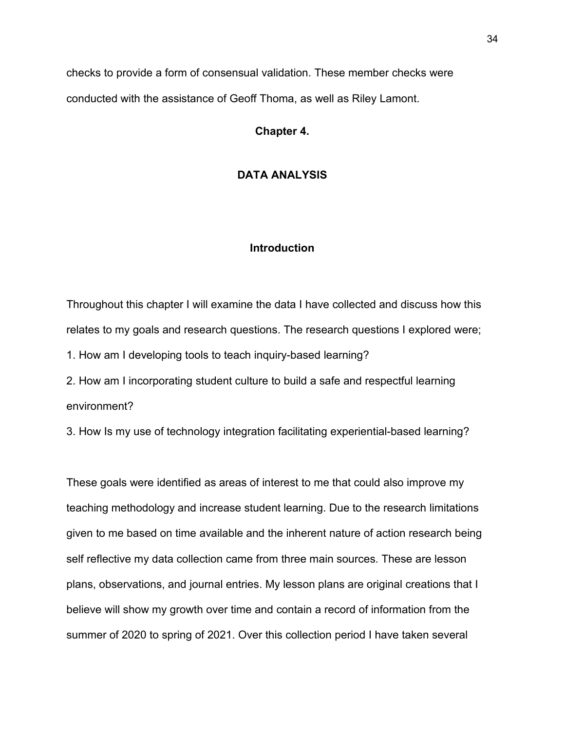checks to provide a form of consensual validation. These member checks were conducted with the assistance of Geoff Thoma, as well as Riley Lamont.

# Chapter 4.

# DATA ANALYSIS

## Introduction

Throughout this chapter I will examine the data I have collected and discuss how this relates to my goals and research questions. The research questions I explored were;

1. How am I developing tools to teach inquiry-based learning?
2. How am I incorporating student culture to build a safe and respectful learning environment?
3. How Is my use of technology integration facilitating experiential-based learning?

These goals were identified as areas of interest to me that could also improve my teaching methodology and increase student learning. Due to the research limitations given to me based on time available and the inherent nature of action research being self reflective my data collection came from three main sources. These are lesson plans, observations, and journal entries. My lesson plans are original creations that I believe will show my growth over time and contain a record of information from the summer of 2020 to spring of 2021. Over this collection period I have taken several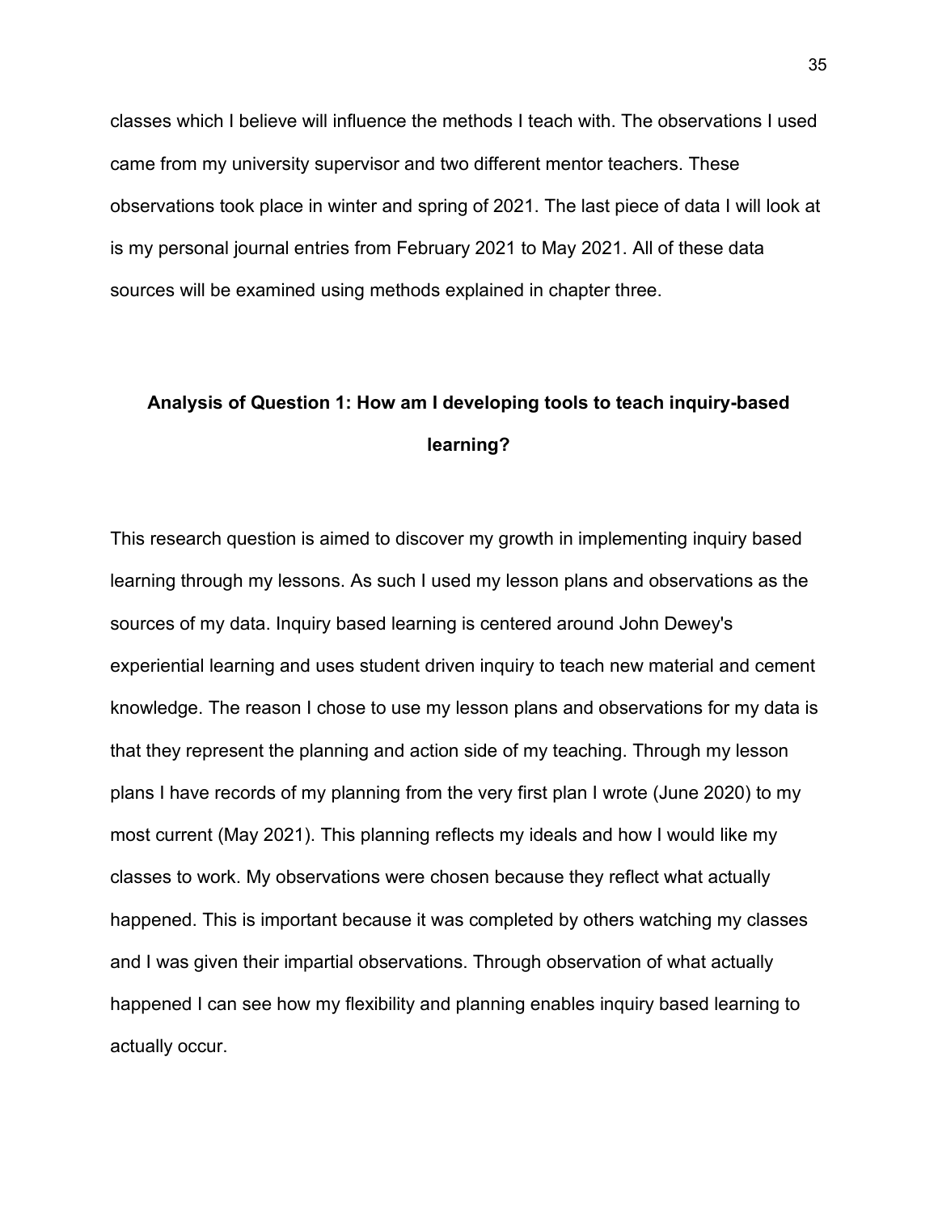classes which I believe will influence the methods I teach with. The observations I used came from my university supervisor and two different mentor teachers. These observations took place in winter and spring of 2021. The last piece of data I will look at is my personal journal entries from February 2021 to May 2021. All of these data sources will be examined using methods explained in chapter three.

## Analysis of Question 1: How am I developing tools to teach inquiry-based learning?

This research question is aimed to discover my growth in implementing inquiry based learning through my lessons. As such I used my lesson plans and observations as the sources of my data. Inquiry based learning is centered around John Dewey's experiential learning and uses student driven inquiry to teach new material and cement knowledge. The reason I chose to use my lesson plans and observations for my data is that they represent the planning and action side of my teaching. Through my lesson plans I have records of my planning from the very first plan I wrote (June 2020) to my most current (May 2021). This planning reflects my ideals and how I would like my classes to work. My observations were chosen because they reflect what actually happened. This is important because it was completed by others watching my classes and I was given their impartial observations. Through observation of what actually happened I can see how my flexibility and planning enables inquiry based learning to actually occur.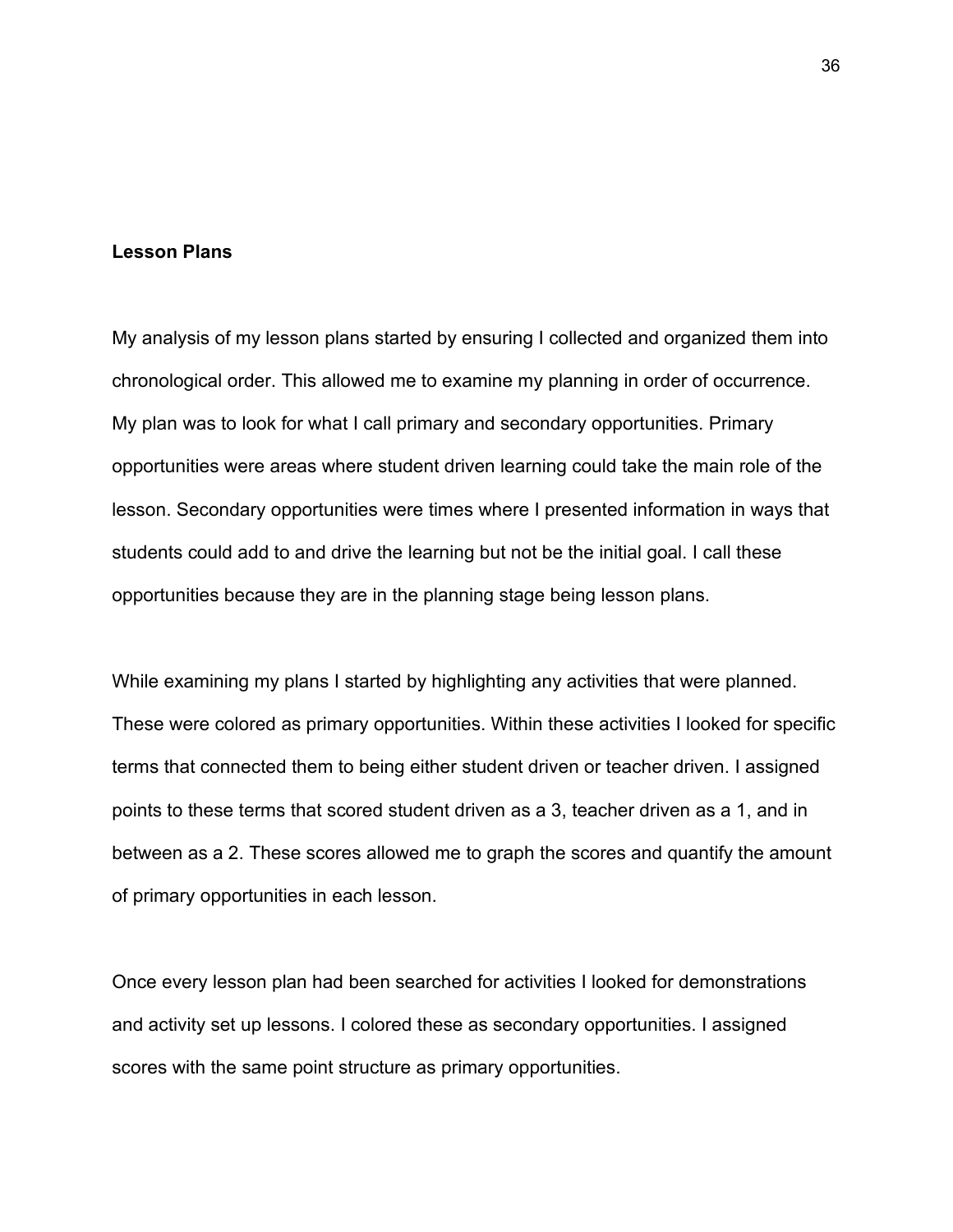**Lesson Plans**

My analysis of my lesson plans started by ensuring I collected and organized them into chronological order. This allowed me to examine my planning in order of occurrence. My plan was to look for what I call primary and secondary opportunities. Primary opportunities were areas where student driven learning could take the main role of the lesson. Secondary opportunities were times where I presented information in ways that students could add to and drive the learning but not be the initial goal. I call these opportunities because they are in the planning stage being lesson plans.

While examining my plans I started by highlighting any activities that were planned. These were colored as primary opportunities. Within these activities I looked for specific terms that connected them to being either student driven or teacher driven. I assigned points to these terms that scored student driven as a 3, teacher driven as a 1, and in between as a 2. These scores allowed me to graph the scores and quantify the amount of primary opportunities in each lesson.

Once every lesson plan had been searched for activities I looked for demonstrations and activity set up lessons. I colored these as secondary opportunities. I assigned scores with the same point structure as primary opportunities.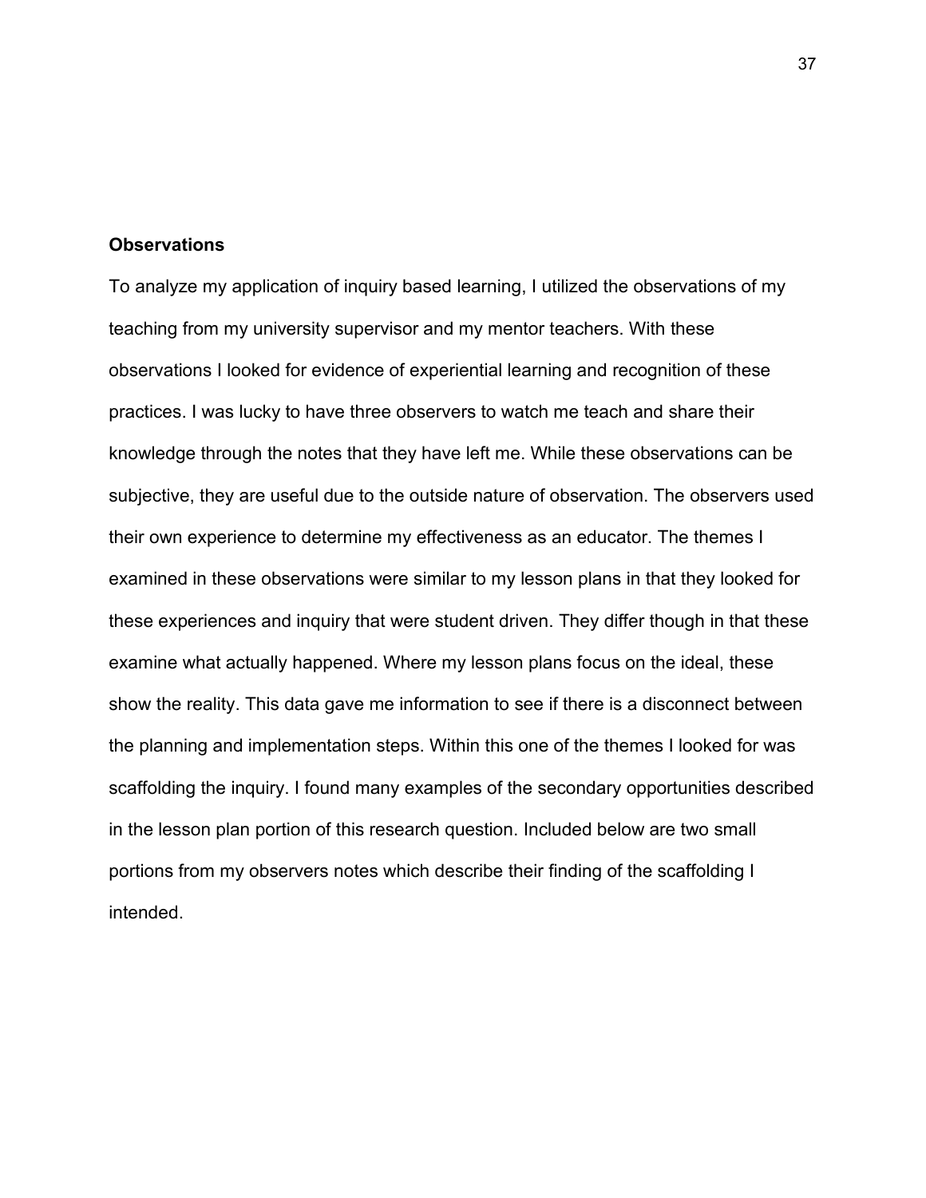**Observations**

To analyze my application of inquiry based learning, I utilized the observations of my teaching from my university supervisor and my mentor teachers. With these observations I looked for evidence of experiential learning and recognition of these practices. I was lucky to have three observers to watch me teach and share their knowledge through the notes that they have left me. While these observations can be subjective, they are useful due to the outside nature of observation. The observers used their own experience to determine my effectiveness as an educator. The themes I examined in these observations were similar to my lesson plans in that they looked for these experiences and inquiry that were student driven. They differ though in that these examine what actually happened. Where my lesson plans focus on the ideal, these show the reality. This data gave me information to see if there is a disconnect between the planning and implementation steps. Within this one of the themes I looked for was scaffolding the inquiry. I found many examples of the secondary opportunities described in the lesson plan portion of this research question. Included below are two small portions from my observers notes which describe their finding of the scaffolding I intended.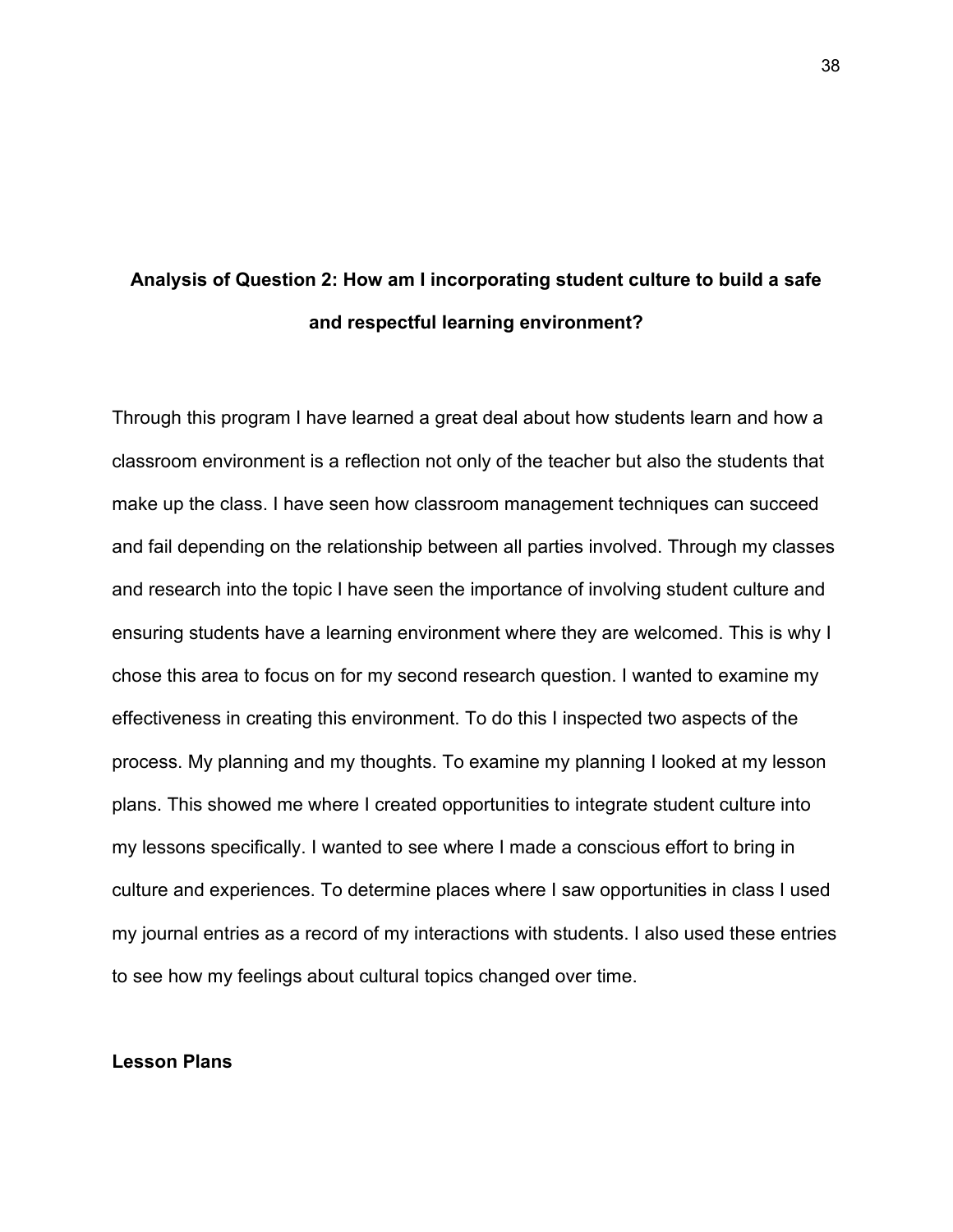## Analysis of Question 2: How am I incorporating student culture to build a safe and respectful learning environment?

Through this program I have learned a great deal about how students learn and how a classroom environment is a reflection not only of the teacher but also the students that make up the class. I have seen how classroom management techniques can succeed and fail depending on the relationship between all parties involved. Through my classes and research into the topic I have seen the importance of involving student culture and ensuring students have a learning environment where they are welcomed. This is why I chose this area to focus on for my second research question. I wanted to examine my effectiveness in creating this environment. To do this I inspected two aspects of the process. My planning and my thoughts. To examine my planning I looked at my lesson plans. This showed me where I created opportunities to integrate student culture into my lessons specifically. I wanted to see where I made a conscious effort to bring in culture and experiences. To determine places where I saw opportunities in class I used my journal entries as a record of my interactions with students. I also used these entries to see how my feelings about cultural topics changed over time.

### Lesson Plans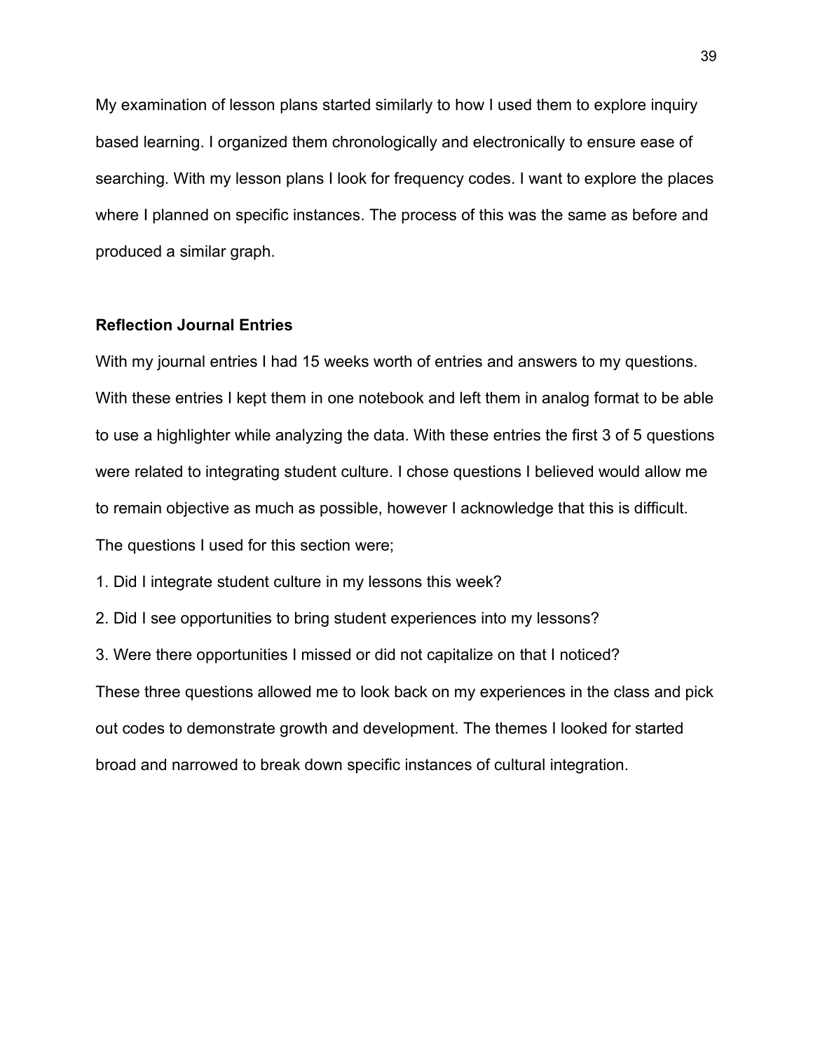My examination of lesson plans started similarly to how I used them to explore inquiry based learning. I organized them chronologically and electronically to ensure ease of searching. With my lesson plans I look for frequency codes. I want to explore the places where I planned on specific instances. The process of this was the same as before and produced a similar graph.

### Reflection Journal Entries

With my journal entries I had 15 weeks worth of entries and answers to my questions. With these entries I kept them in one notebook and left them in analog format to be able to use a highlighter while analyzing the data. With these entries the first 3 of 5 questions were related to integrating student culture. I chose questions I believed would allow me to remain objective as much as possible, however I acknowledge that this is difficult. The questions I used for this section were;

1. Did I integrate student culture in my lessons this week?
2. Did I see opportunities to bring student experiences into my lessons?
3. Were there opportunities I missed or did not capitalize on that I noticed?

These three questions allowed me to look back on my experiences in the class and pick out codes to demonstrate growth and development. The themes I looked for started broad and narrowed to break down specific instances of cultural integration.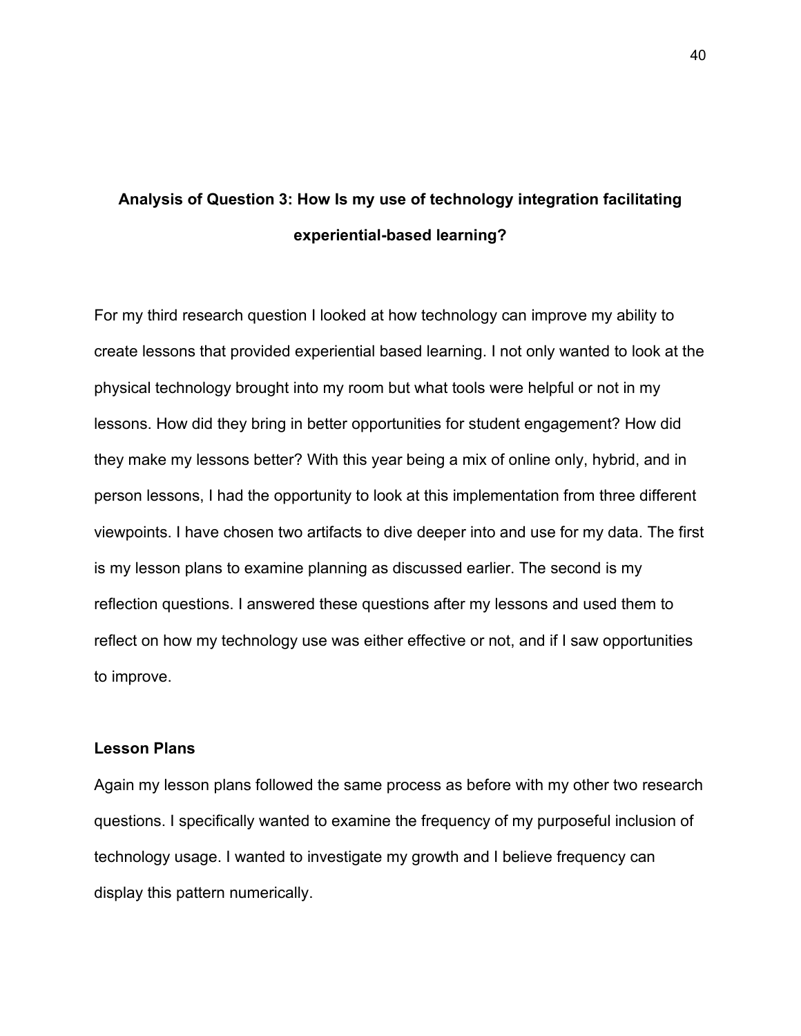## Analysis of Question 3: How Is my use of technology integration facilitating experiential-based learning?

For my third research question I looked at how technology can improve my ability to create lessons that provided experiential based learning. I not only wanted to look at the physical technology brought into my room but what tools were helpful or not in my lessons. How did they bring in better opportunities for student engagement? How did they make my lessons better? With this year being a mix of online only, hybrid, and in person lessons, I had the opportunity to look at this implementation from three different viewpoints. I have chosen two artifacts to dive deeper into and use for my data. The first is my lesson plans to examine planning as discussed earlier. The second is my reflection questions. I answered these questions after my lessons and used them to reflect on how my technology use was either effective or not, and if I saw opportunities to improve.

### Lesson Plans

Again my lesson plans followed the same process as before with my other two research questions. I specifically wanted to examine the frequency of my purposeful inclusion of technology usage. I wanted to investigate my growth and I believe frequency can display this pattern numerically.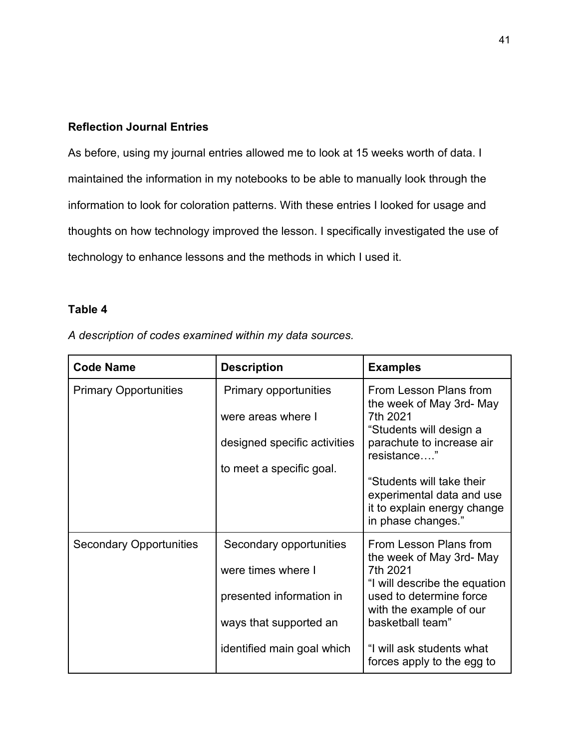**Reflection Journal Entries**

As before, using my journal entries allowed me to look at 15 weeks worth of data. I maintained the information in my notebooks to be able to manually look through the information to look for coloration patterns. With these entries I looked for usage and thoughts on how technology improved the lesson. I specifically investigated the use of technology to enhance lessons and the methods in which I used it.

**Table 4**

*A description of codes examined within my data sources.*

| Code Name | Description | Examples |
|---|---|---|
| Primary Opportunities | Primary opportunities were areas where I designed specific activities to meet a specific goal. | From Lesson Plans from the week of May 3rd- May 7th 2021 "Students will design a parachute to increase air resistance…." "Students will take their experimental data and use it to explain energy change in phase changes." |
| Secondary Opportunities | Secondary opportunities were times where I presented information in ways that supported an identified main goal which | From Lesson Plans from the week of May 3rd- May 7th 2021 "I will describe the equation used to determine force with the example of our basketball team" "I will ask students what forces apply to the egg to |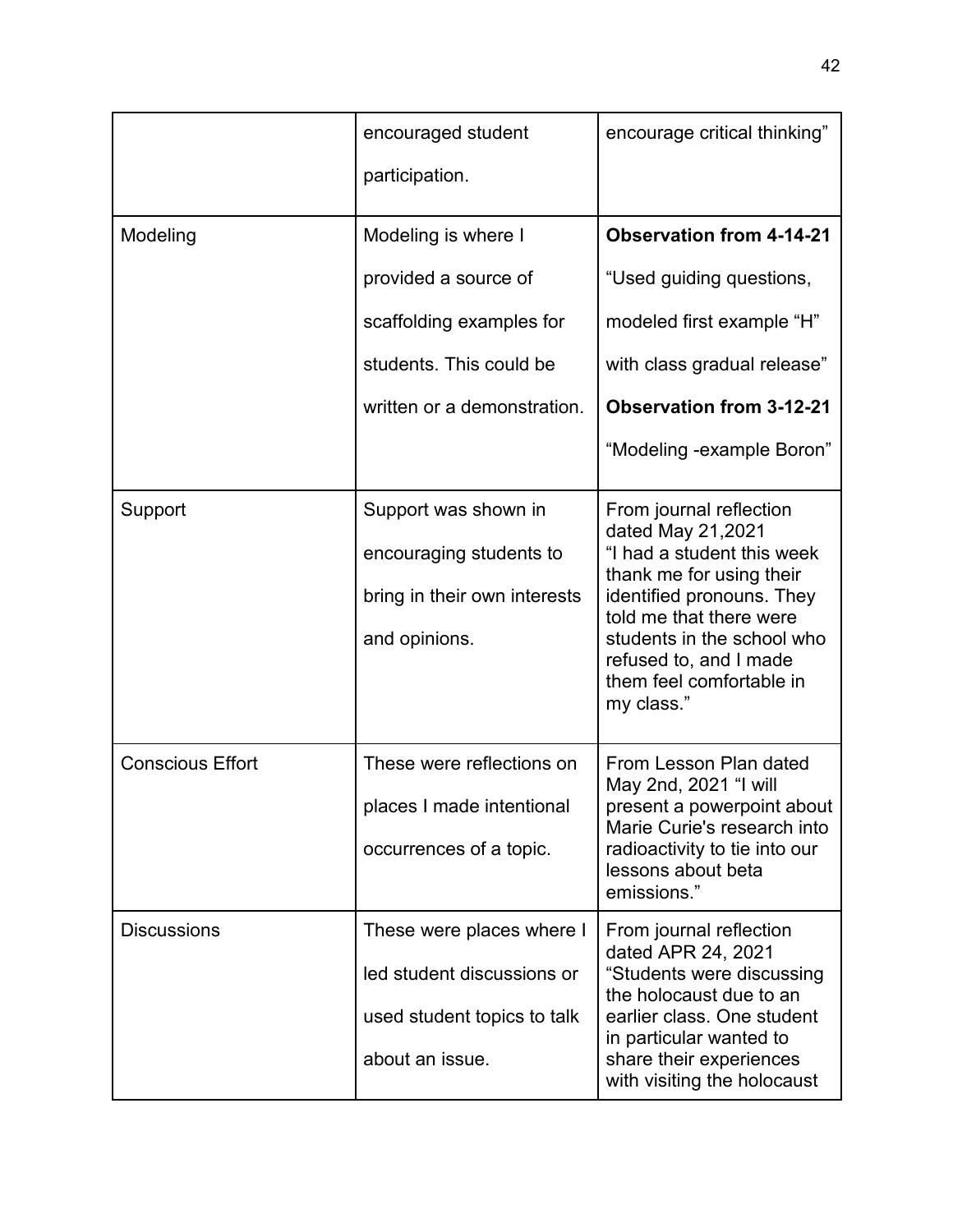| | | |
|---|---|---|
| | encouraged student participation. | encourage critical thinking” |
| Modeling | Modeling is where I provided a source of scaffolding examples for students. This could be written or a demonstration. | **Observation from 4-14-21** “Used guiding questions, modeled first example “H” with class gradual release” **Observation from 3-12-21** “Modeling -example Boron” |
| Support | Support was shown in encouraging students to bring in their own interests and opinions. | From journal reflection dated May 21,2021 “I had a student this week thank me for using their identified pronouns. They told me that there were students in the school who refused to, and I made them feel comfortable in my class.” |
| Conscious Effort | These were reflections on places I made intentional occurrences of a topic. | From Lesson Plan dated May 2nd, 2021 “I will present a powerpoint about Marie Curie's research into radioactivity to tie into our lessons about beta emissions.” |
| Discussions | These were places where I led student discussions or used student topics to talk about an issue. | From journal reflection dated APR 24, 2021 “Students were discussing the holocaust due to an earlier class. One student in particular wanted to share their experiences with visiting the holocaust |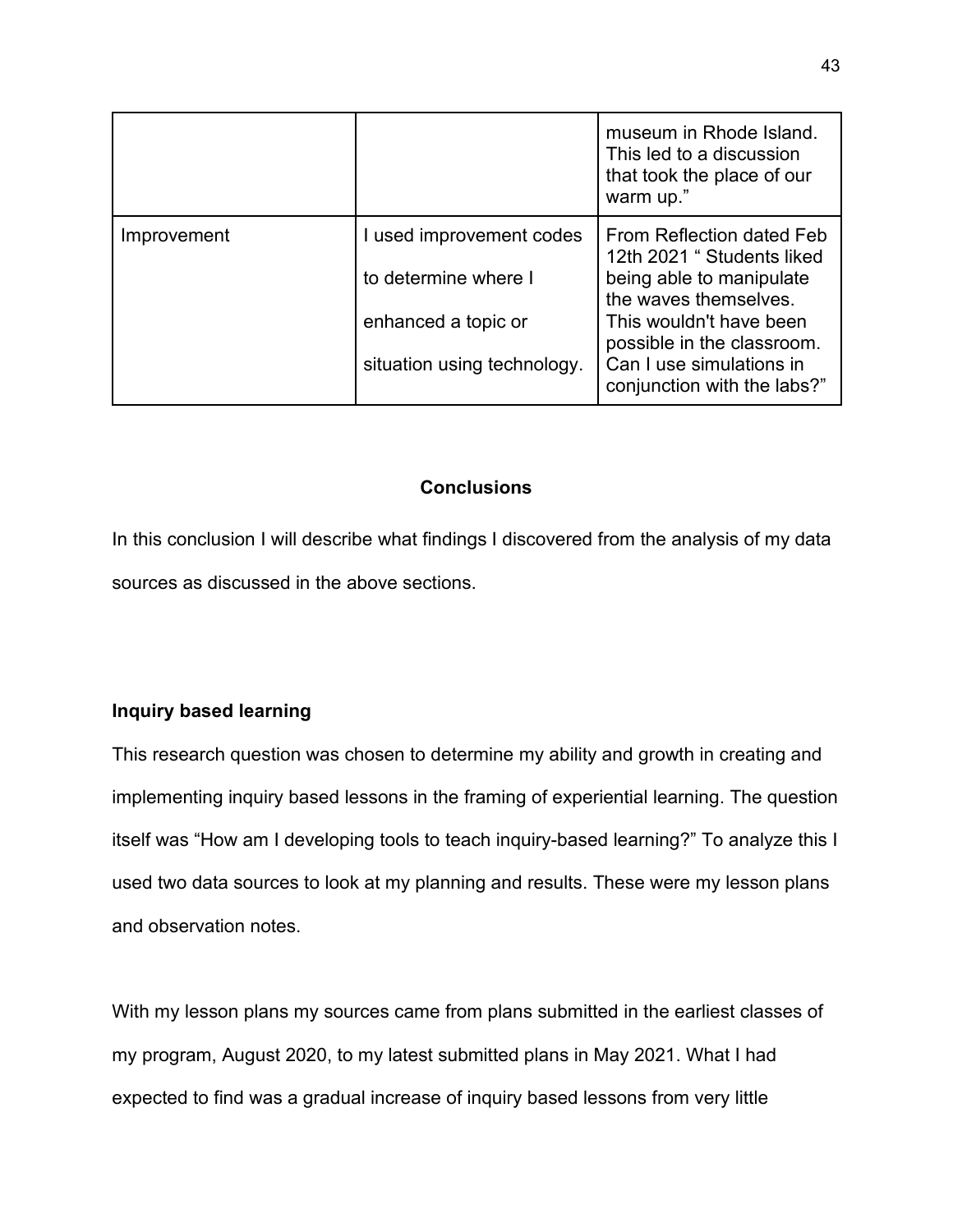| | | |
|---|---|---|
| | | museum in Rhode Island. This led to a discussion that took the place of our warm up.” |
| Improvement | I used improvement codes to determine where I enhanced a topic or situation using technology. | From Reflection dated Feb 12th 2021 “ Students liked being able to manipulate the waves themselves. This wouldn't have been possible in the classroom. Can I use simulations in conjunction with the labs?” |

## Conclusions

In this conclusion I will describe what findings I discovered from the analysis of my data sources as discussed in the above sections.

### Inquiry based learning

This research question was chosen to determine my ability and growth in creating and implementing inquiry based lessons in the framing of experiential learning. The question itself was “How am I developing tools to teach inquiry-based learning?” To analyze this I used two data sources to look at my planning and results. These were my lesson plans and observation notes.

With my lesson plans my sources came from plans submitted in the earliest classes of my program, August 2020, to my latest submitted plans in May 2021. What I had expected to find was a gradual increase of inquiry based lessons from very little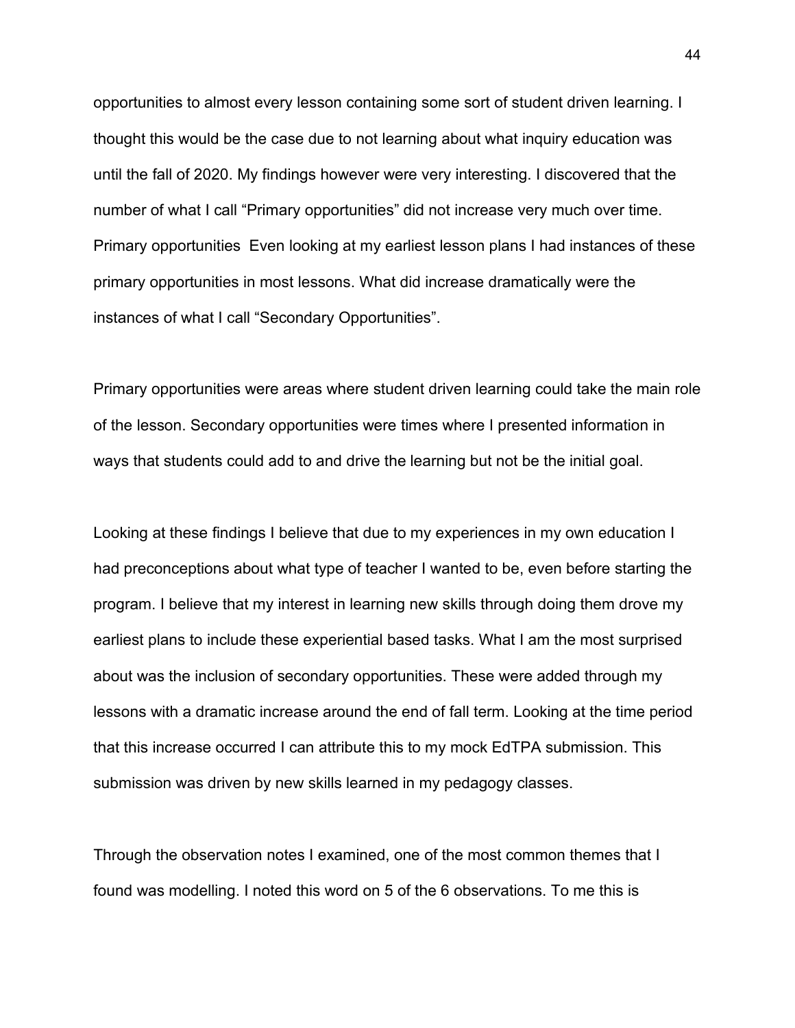opportunities to almost every lesson containing some sort of student driven learning. I thought this would be the case due to not learning about what inquiry education was until the fall of 2020. My findings however were very interesting. I discovered that the number of what I call "Primary opportunities" did not increase very much over time. Primary opportunities  Even looking at my earliest lesson plans I had instances of these primary opportunities in most lessons. What did increase dramatically were the instances of what I call "Secondary Opportunities".

Primary opportunities were areas where student driven learning could take the main role of the lesson. Secondary opportunities were times where I presented information in ways that students could add to and drive the learning but not be the initial goal.

Looking at these findings I believe that due to my experiences in my own education I had preconceptions about what type of teacher I wanted to be, even before starting the program. I believe that my interest in learning new skills through doing them drove my earliest plans to include these experiential based tasks. What I am the most surprised about was the inclusion of secondary opportunities. These were added through my lessons with a dramatic increase around the end of fall term. Looking at the time period that this increase occurred I can attribute this to my mock EdTPA submission. This submission was driven by new skills learned in my pedagogy classes.

Through the observation notes I examined, one of the most common themes that I found was modelling. I noted this word on 5 of the 6 observations. To me this is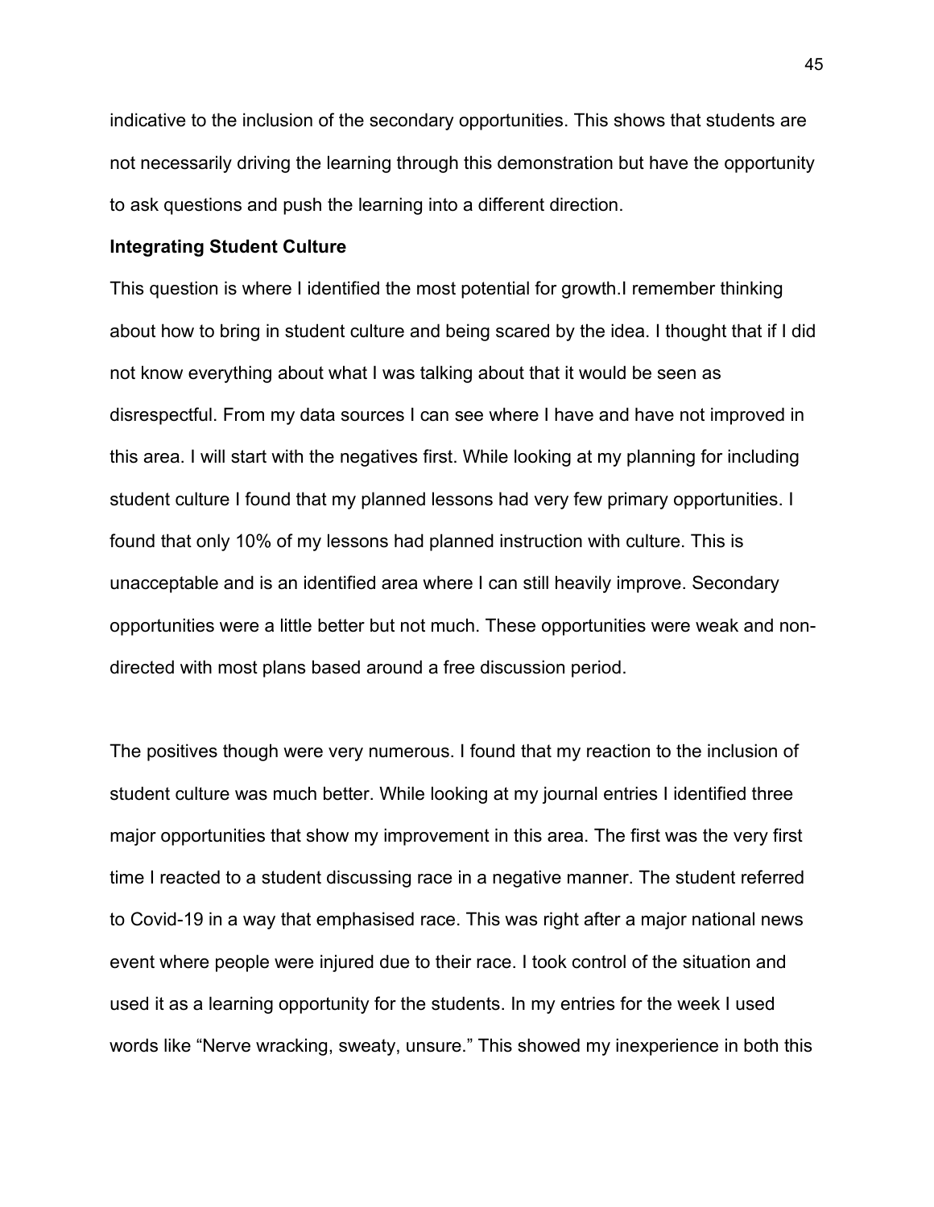indicative to the inclusion of the secondary opportunities. This shows that students are not necessarily driving the learning through this demonstration but have the opportunity to ask questions and push the learning into a different direction.

**Integrating Student Culture**

This question is where I identified the most potential for growth.I remember thinking about how to bring in student culture and being scared by the idea. I thought that if I did not know everything about what I was talking about that it would be seen as disrespectful. From my data sources I can see where I have and have not improved in this area. I will start with the negatives first. While looking at my planning for including student culture I found that my planned lessons had very few primary opportunities. I found that only 10% of my lessons had planned instruction with culture. This is unacceptable and is an identified area where I can still heavily improve. Secondary opportunities were a little better but not much. These opportunities were weak and non-directed with most plans based around a free discussion period.

The positives though were very numerous. I found that my reaction to the inclusion of student culture was much better. While looking at my journal entries I identified three major opportunities that show my improvement in this area. The first was the very first time I reacted to a student discussing race in a negative manner. The student referred to Covid-19 in a way that emphasised race. This was right after a major national news event where people were injured due to their race. I took control of the situation and used it as a learning opportunity for the students. In my entries for the week I used words like "Nerve wracking, sweaty, unsure." This showed my inexperience in both this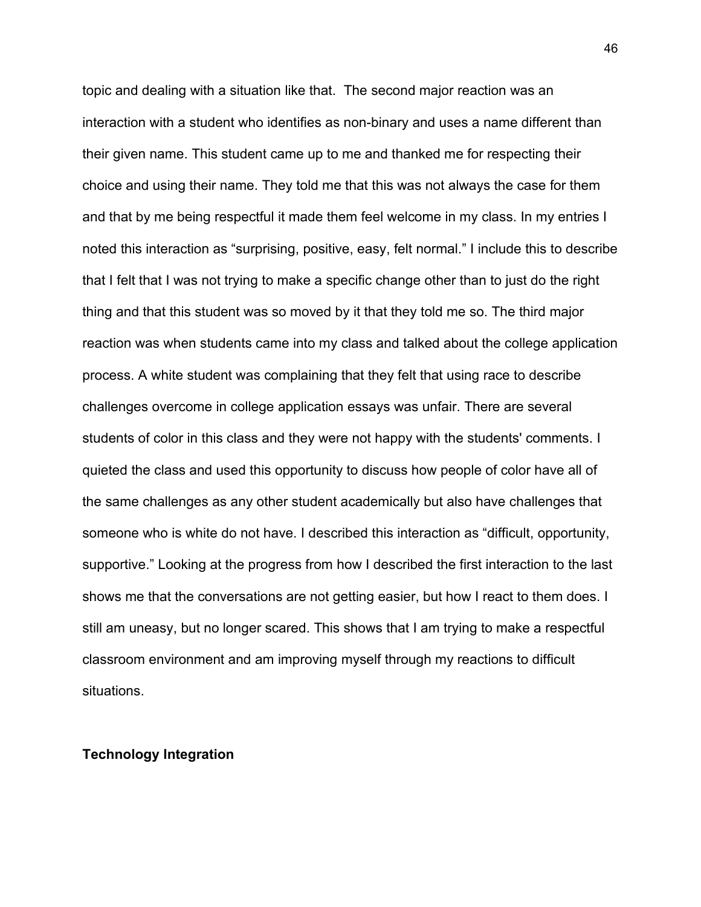topic and dealing with a situation like that. The second major reaction was an interaction with a student who identifies as non-binary and uses a name different than their given name. This student came up to me and thanked me for respecting their choice and using their name. They told me that this was not always the case for them and that by me being respectful it made them feel welcome in my class. In my entries I noted this interaction as "surprising, positive, easy, felt normal." I include this to describe that I felt that I was not trying to make a specific change other than to just do the right thing and that this student was so moved by it that they told me so. The third major reaction was when students came into my class and talked about the college application process. A white student was complaining that they felt that using race to describe challenges overcome in college application essays was unfair. There are several students of color in this class and they were not happy with the students' comments. I quieted the class and used this opportunity to discuss how people of color have all of the same challenges as any other student academically but also have challenges that someone who is white do not have. I described this interaction as "difficult, opportunity, supportive." Looking at the progress from how I described the first interaction to the last shows me that the conversations are not getting easier, but how I react to them does. I still am uneasy, but no longer scared. This shows that I am trying to make a respectful classroom environment and am improving myself through my reactions to difficult situations.

**Technology Integration**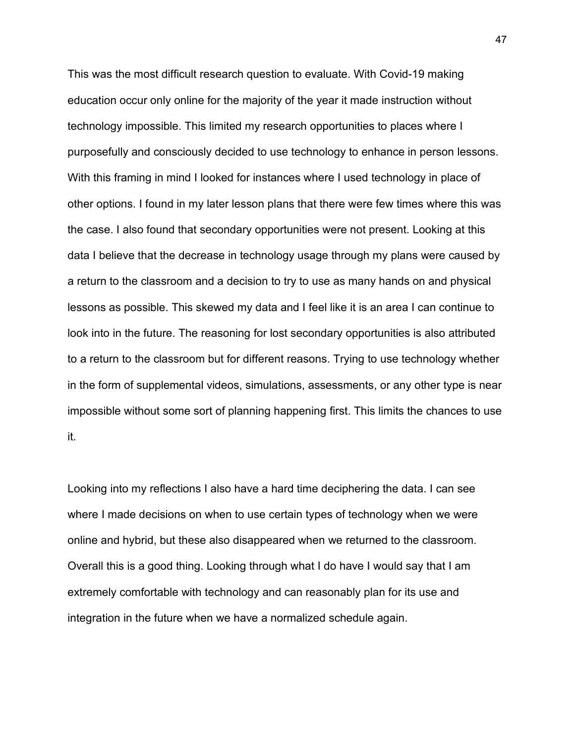This was the most difficult research question to evaluate. With Covid-19 making education occur only online for the majority of the year it made instruction without technology impossible. This limited my research opportunities to places where I purposefully and consciously decided to use technology to enhance in person lessons. With this framing in mind I looked for instances where I used technology in place of other options. I found in my later lesson plans that there were few times where this was the case. I also found that secondary opportunities were not present. Looking at this data I believe that the decrease in technology usage through my plans were caused by a return to the classroom and a decision to try to use as many hands on and physical lessons as possible. This skewed my data and I feel like it is an area I can continue to look into in the future. The reasoning for lost secondary opportunities is also attributed to a return to the classroom but for different reasons. Trying to use technology whether in the form of supplemental videos, simulations, assessments, or any other type is near impossible without some sort of planning happening first. This limits the chances to use it.

Looking into my reflections I also have a hard time deciphering the data. I can see where I made decisions on when to use certain types of technology when we were online and hybrid, but these also disappeared when we returned to the classroom. Overall this is a good thing. Looking through what I do have I would say that I am extremely comfortable with technology and can reasonably plan for its use and integration in the future when we have a normalized schedule again.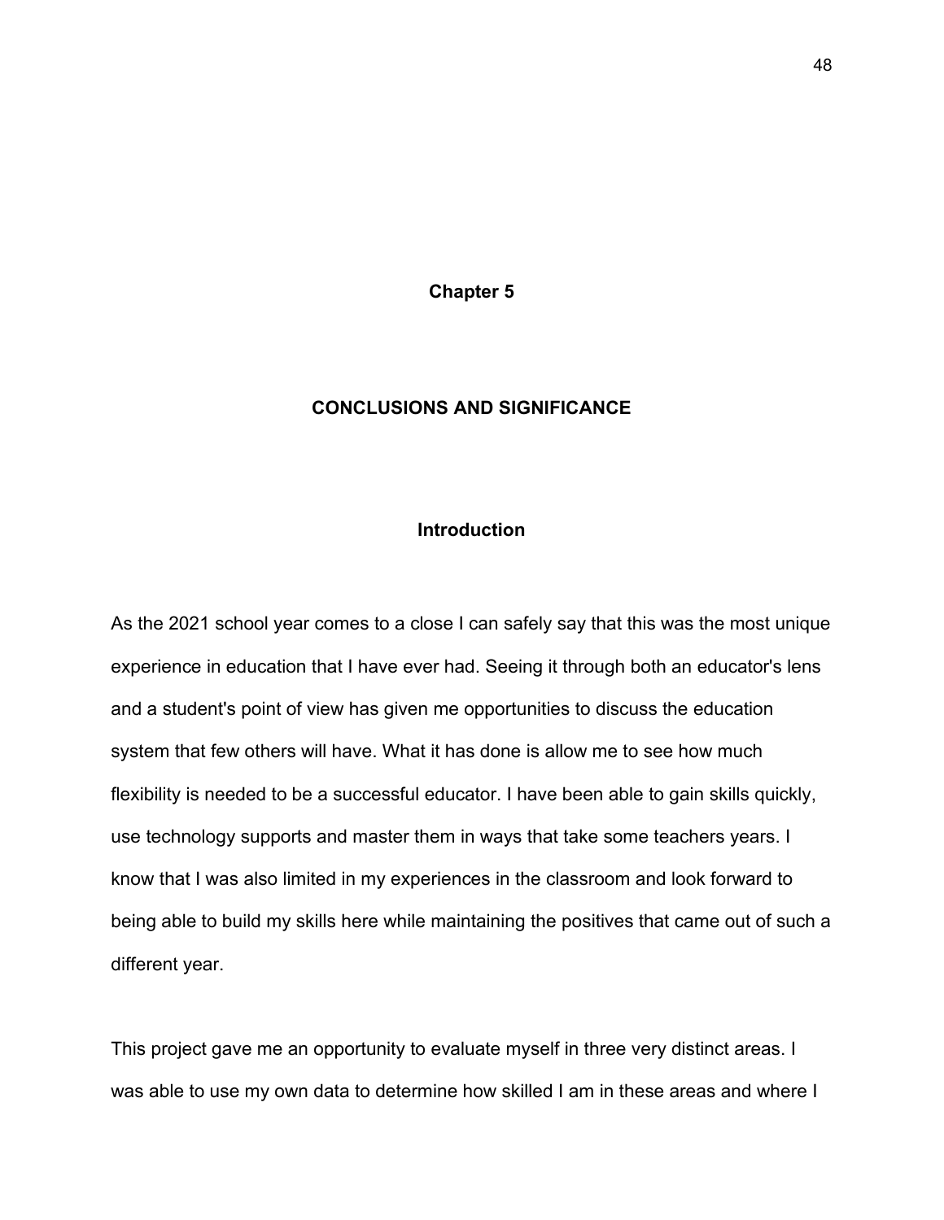# Chapter 5

# CONCLUSIONS AND SIGNIFICANCE

## Introduction

As the 2021 school year comes to a close I can safely say that this was the most unique experience in education that I have ever had. Seeing it through both an educator's lens and a student's point of view has given me opportunities to discuss the education system that few others will have. What it has done is allow me to see how much flexibility is needed to be a successful educator. I have been able to gain skills quickly, use technology supports and master them in ways that take some teachers years. I know that I was also limited in my experiences in the classroom and look forward to being able to build my skills here while maintaining the positives that came out of such a different year.

This project gave me an opportunity to evaluate myself in three very distinct areas. I was able to use my own data to determine how skilled I am in these areas and where I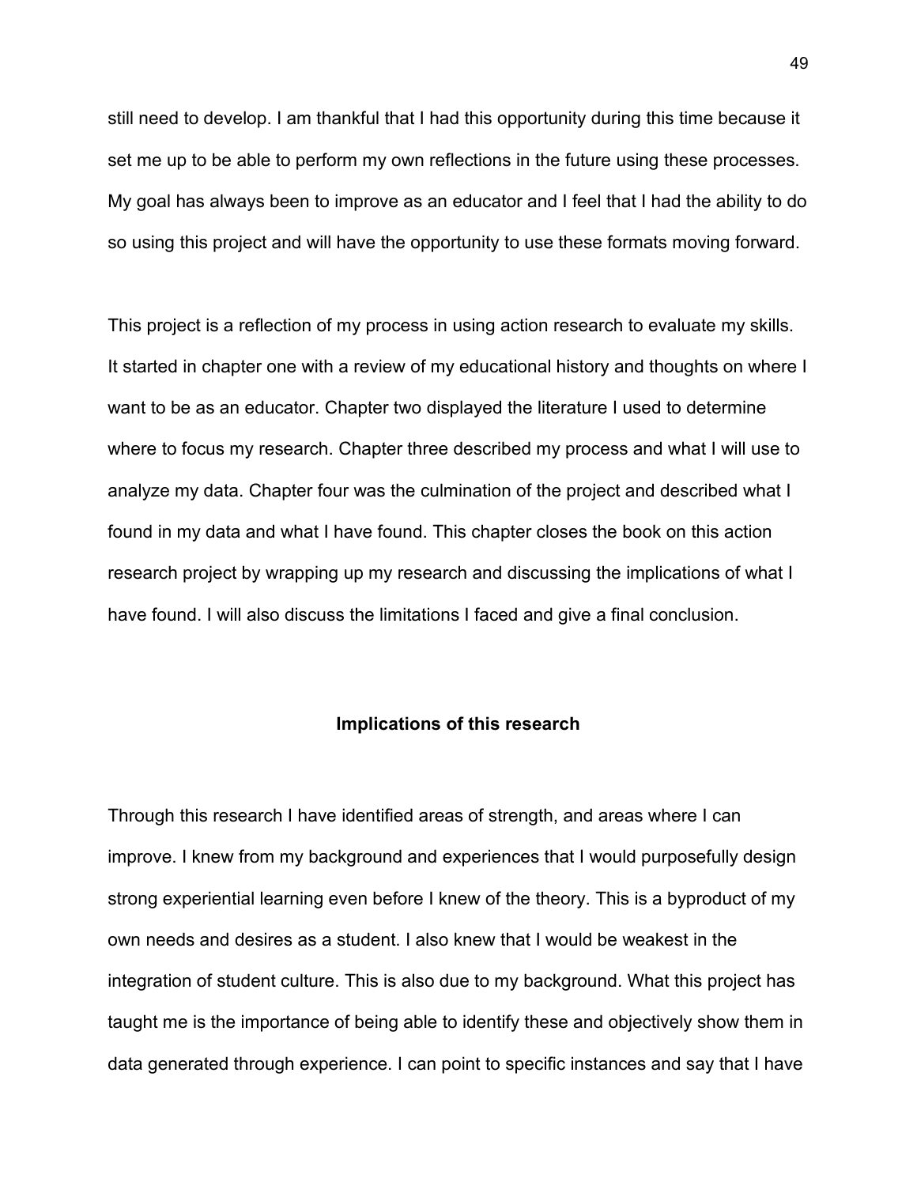still need to develop. I am thankful that I had this opportunity during this time because it set me up to be able to perform my own reflections in the future using these processes. My goal has always been to improve as an educator and I feel that I had the ability to do so using this project and will have the opportunity to use these formats moving forward.

This project is a reflection of my process in using action research to evaluate my skills. It started in chapter one with a review of my educational history and thoughts on where I want to be as an educator. Chapter two displayed the literature I used to determine where to focus my research. Chapter three described my process and what I will use to analyze my data. Chapter four was the culmination of the project and described what I found in my data and what I have found. This chapter closes the book on this action research project by wrapping up my research and discussing the implications of what I have found. I will also discuss the limitations I faced and give a final conclusion.

## Implications of this research

Through this research I have identified areas of strength, and areas where I can improve. I knew from my background and experiences that I would purposefully design strong experiential learning even before I knew of the theory. This is a byproduct of my own needs and desires as a student. I also knew that I would be weakest in the integration of student culture. This is also due to my background. What this project has taught me is the importance of being able to identify these and objectively show them in data generated through experience. I can point to specific instances and say that I have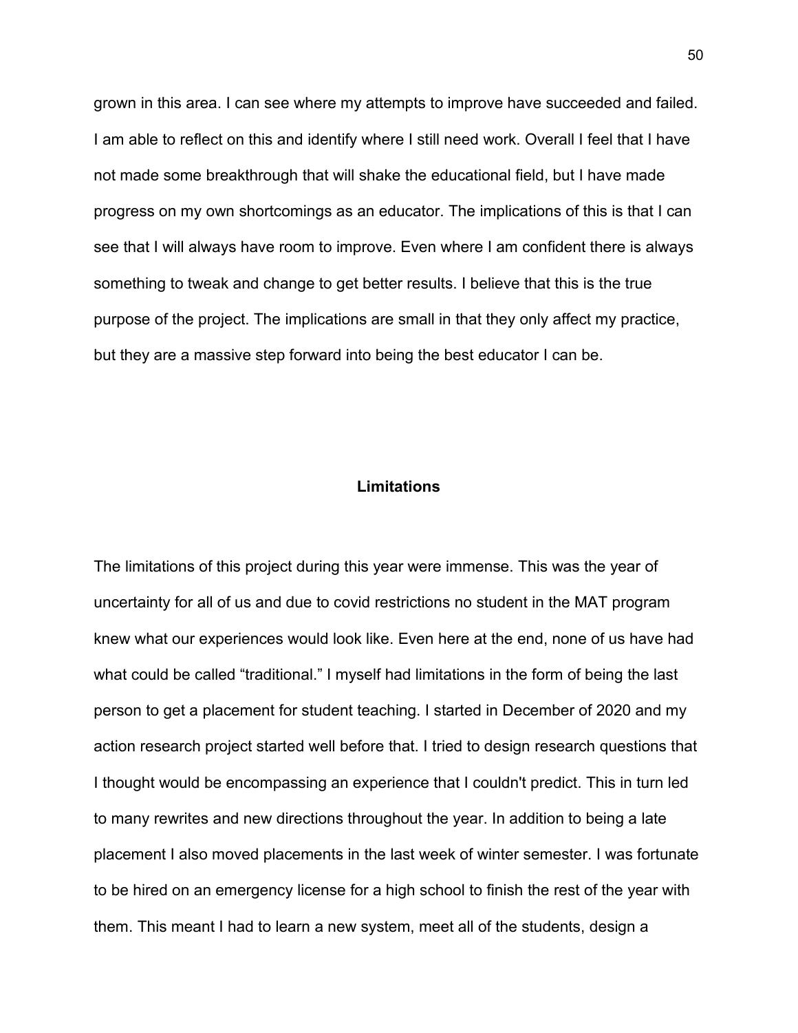grown in this area. I can see where my attempts to improve have succeeded and failed. I am able to reflect on this and identify where I still need work. Overall I feel that I have not made some breakthrough that will shake the educational field, but I have made progress on my own shortcomings as an educator. The implications of this is that I can see that I will always have room to improve. Even where I am confident there is always something to tweak and change to get better results. I believe that this is the true purpose of the project. The implications are small in that they only affect my practice, but they are a massive step forward into being the best educator I can be.

## Limitations

The limitations of this project during this year were immense. This was the year of uncertainty for all of us and due to covid restrictions no student in the MAT program knew what our experiences would look like. Even here at the end, none of us have had what could be called "traditional." I myself had limitations in the form of being the last person to get a placement for student teaching. I started in December of 2020 and my action research project started well before that. I tried to design research questions that I thought would be encompassing an experience that I couldn't predict. This in turn led to many rewrites and new directions throughout the year. In addition to being a late placement I also moved placements in the last week of winter semester. I was fortunate to be hired on an emergency license for a high school to finish the rest of the year with them. This meant I had to learn a new system, meet all of the students, design a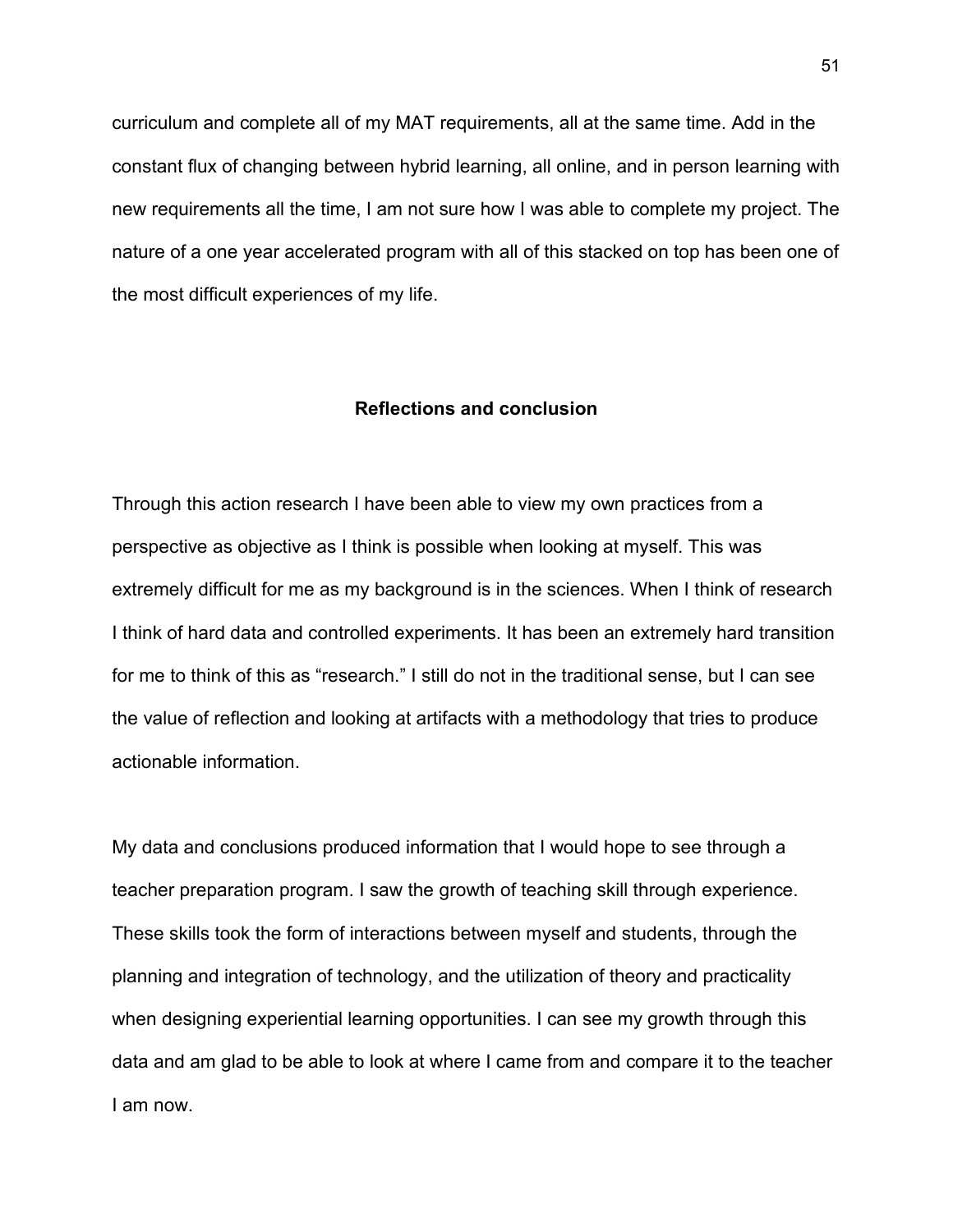curriculum and complete all of my MAT requirements, all at the same time. Add in the constant flux of changing between hybrid learning, all online, and in person learning with new requirements all the time, I am not sure how I was able to complete my project. The nature of a one year accelerated program with all of this stacked on top has been one of the most difficult experiences of my life.

## Reflections and conclusion

Through this action research I have been able to view my own practices from a perspective as objective as I think is possible when looking at myself. This was extremely difficult for me as my background is in the sciences. When I think of research I think of hard data and controlled experiments. It has been an extremely hard transition for me to think of this as "research." I still do not in the traditional sense, but I can see the value of reflection and looking at artifacts with a methodology that tries to produce actionable information.

My data and conclusions produced information that I would hope to see through a teacher preparation program. I saw the growth of teaching skill through experience. These skills took the form of interactions between myself and students, through the planning and integration of technology, and the utilization of theory and practicality when designing experiential learning opportunities. I can see my growth through this data and am glad to be able to look at where I came from and compare it to the teacher I am now.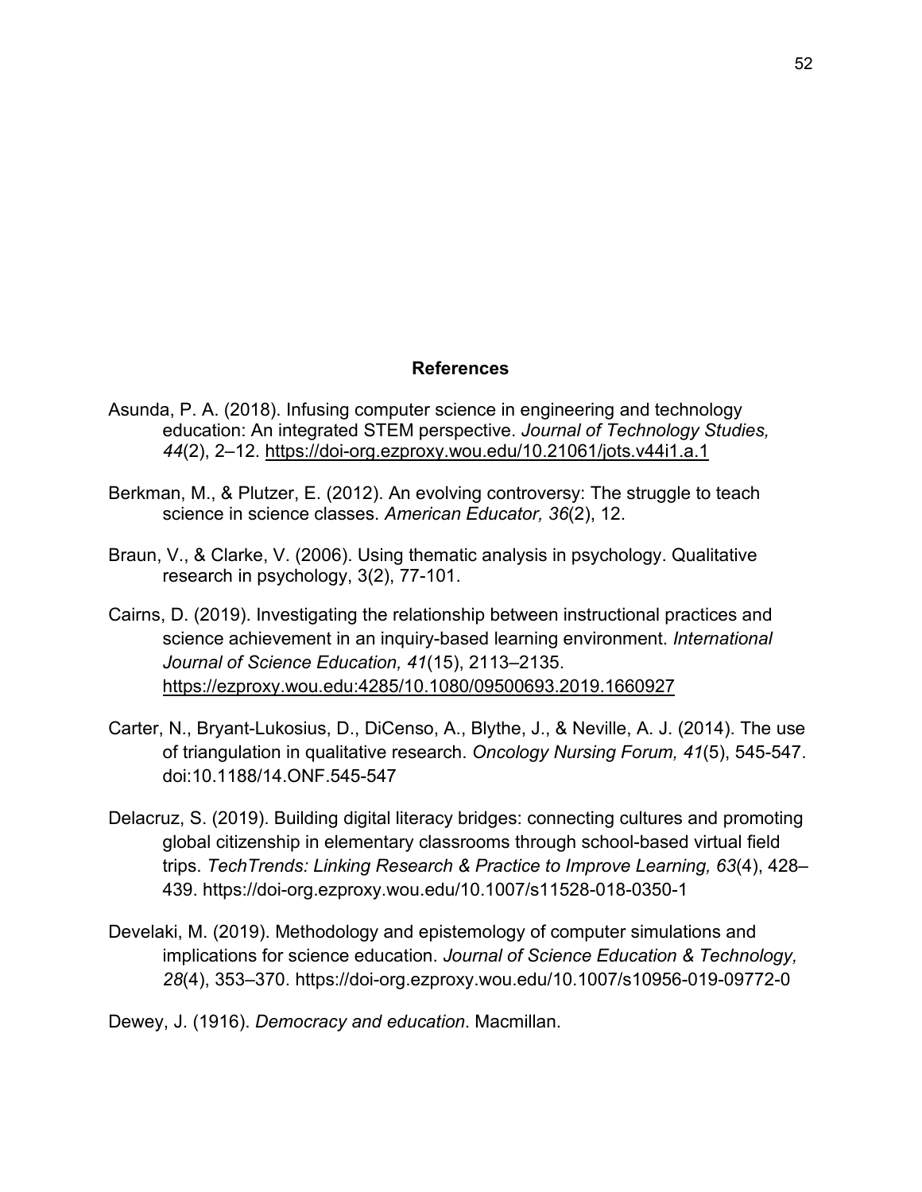# References

Asunda, P. A. (2018). Infusing computer science in engineering and technology education: An integrated STEM perspective. *Journal of Technology Studies, 44*(2), 2–12. https://doi-org.ezproxy.wou.edu/10.21061/jots.v44i1.a.1

Berkman, M., & Plutzer, E. (2012). An evolving controversy: The struggle to teach science in science classes. *American Educator, 36*(2), 12.

Braun, V., & Clarke, V. (2006). Using thematic analysis in psychology. Qualitative research in psychology, 3(2), 77-101.

Cairns, D. (2019). Investigating the relationship between instructional practices and science achievement in an inquiry-based learning environment. *International Journal of Science Education, 41*(15), 2113–2135. https://ezproxy.wou.edu:4285/10.1080/09500693.2019.1660927

Carter, N., Bryant-Lukosius, D., DiCenso, A., Blythe, J., & Neville, A. J. (2014). The use of triangulation in qualitative research. *Oncology Nursing Forum, 41*(5), 545-547. doi:10.1188/14.ONF.545-547

Delacruz, S. (2019). Building digital literacy bridges: connecting cultures and promoting global citizenship in elementary classrooms through school-based virtual field trips. *TechTrends: Linking Research & Practice to Improve Learning, 63*(4), 428–439. https://doi-org.ezproxy.wou.edu/10.1007/s11528-018-0350-1

Develaki, M. (2019). Methodology and epistemology of computer simulations and implications for science education. *Journal of Science Education & Technology, 28*(4), 353–370. https://doi-org.ezproxy.wou.edu/10.1007/s10956-019-09772-0

Dewey, J. (1916). *Democracy and education*. Macmillan.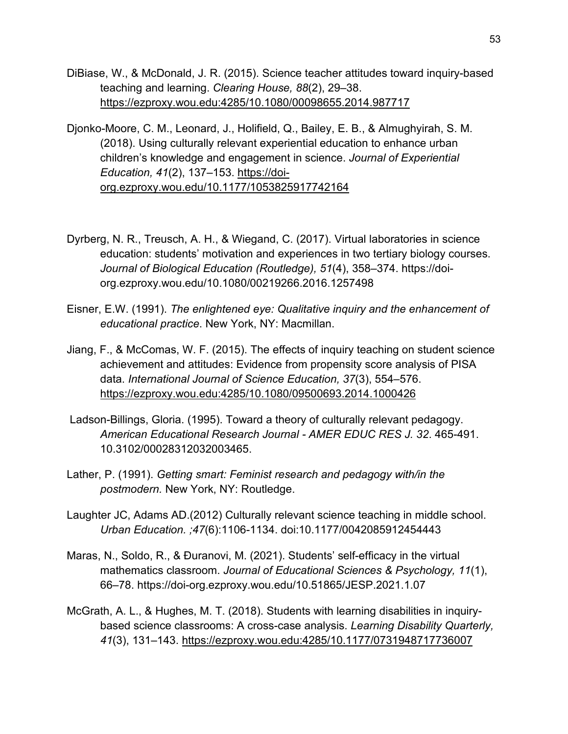DiBiase, W., & McDonald, J. R. (2015). Science teacher attitudes toward inquiry-based teaching and learning. *Clearing House, 88*(2), 29–38. https://ezproxy.wou.edu:4285/10.1080/00098655.2014.987717

Djonko-Moore, C. M., Leonard, J., Holifield, Q., Bailey, E. B., & Almughyirah, S. M. (2018). Using culturally relevant experiential education to enhance urban children's knowledge and engagement in science. *Journal of Experiential Education, 41*(2), 137–153. https://doi-org.ezproxy.wou.edu/10.1177/1053825917742164

Dyrberg, N. R., Treusch, A. H., & Wiegand, C. (2017). Virtual laboratories in science education: students' motivation and experiences in two tertiary biology courses. *Journal of Biological Education (Routledge), 51*(4), 358–374. https://doi-org.ezproxy.wou.edu/10.1080/00219266.2016.1257498

Eisner, E.W. (1991). *The enlightened eye: Qualitative inquiry and the enhancement of educational practice*. New York, NY: Macmillan.

Jiang, F., & McComas, W. F. (2015). The effects of inquiry teaching on student science achievement and attitudes: Evidence from propensity score analysis of PISA data. *International Journal of Science Education, 37*(3), 554–576. https://ezproxy.wou.edu:4285/10.1080/09500693.2014.1000426

Ladson-Billings, Gloria. (1995). Toward a theory of culturally relevant pedagogy. *American Educational Research Journal - AMER EDUC RES J. 32*. 465-491. 10.3102/00028312032003465.

Lather, P. (1991). *Getting smart: Feminist research and pedagogy with/in the postmodern.* New York, NY: Routledge.

Laughter JC, Adams AD.(2012) Culturally relevant science teaching in middle school. *Urban Education. ;47*(6):1106-1134. doi:10.1177/0042085912454443

Maras, N., Soldo, R., & Đuranovi, M. (2021). Students' self-efficacy in the virtual mathematics classroom. *Journal of Educational Sciences & Psychology, 11*(1), 66–78. https://doi-org.ezproxy.wou.edu/10.51865/JESP.2021.1.07

McGrath, A. L., & Hughes, M. T. (2018). Students with learning disabilities in inquiry-based science classrooms: A cross-case analysis. *Learning Disability Quarterly, 41*(3), 131–143. https://ezproxy.wou.edu:4285/10.1177/0731948717736007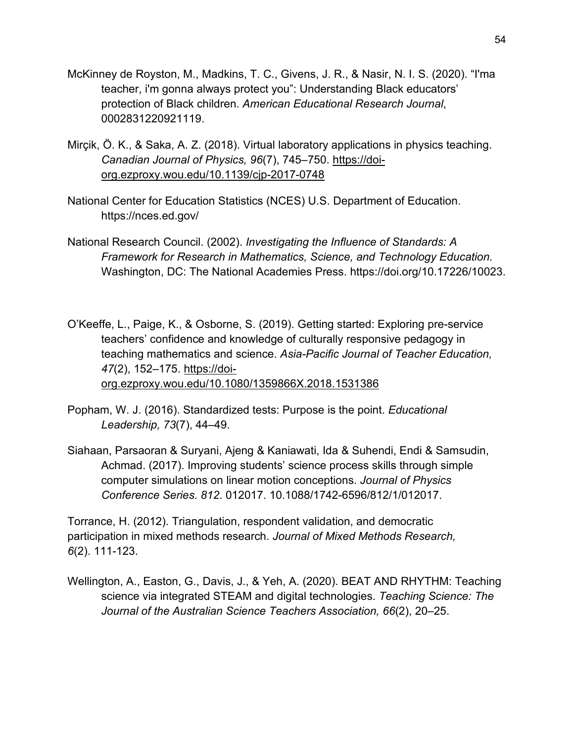McKinney de Royston, M., Madkins, T. C., Givens, J. R., & Nasir, N. I. S. (2020). "I'ma teacher, i'm gonna always protect you": Understanding Black educators' protection of Black children. *American Educational Research Journal*, 0002831220921119.

Mirçik, Ö. K., & Saka, A. Z. (2018). Virtual laboratory applications in physics teaching. *Canadian Journal of Physics, 96*(7), 745–750. https://doi-org.ezproxy.wou.edu/10.1139/cjp-2017-0748

National Center for Education Statistics (NCES) U.S. Department of Education. https://nces.ed.gov/

National Research Council. (2002). *Investigating the Influence of Standards: A Framework for Research in Mathematics, Science, and Technology Education.* Washington, DC: The National Academies Press. https://doi.org/10.17226/10023.

O'Keeffe, L., Paige, K., & Osborne, S. (2019). Getting started: Exploring pre-service teachers' confidence and knowledge of culturally responsive pedagogy in teaching mathematics and science. *Asia-Pacific Journal of Teacher Education, 47*(2), 152–175. https://doi-org.ezproxy.wou.edu/10.1080/1359866X.2018.1531386

Popham, W. J. (2016). Standardized tests: Purpose is the point. *Educational Leadership, 73*(7), 44–49.

Siahaan, Parsaoran & Suryani, Ajeng & Kaniawati, Ida & Suhendi, Endi & Samsudin, Achmad. (2017). Improving students' science process skills through simple computer simulations on linear motion conceptions. *Journal of Physics Conference Series. 812*. 012017. 10.1088/1742-6596/812/1/012017.

Torrance, H. (2012). Triangulation, respondent validation, and democratic participation in mixed methods research. *Journal of Mixed Methods Research, 6*(2). 111-123.

Wellington, A., Easton, G., Davis, J., & Yeh, A. (2020). BEAT AND RHYTHM: Teaching science via integrated STEAM and digital technologies. *Teaching Science: The Journal of the Australian Science Teachers Association, 66*(2), 20–25.